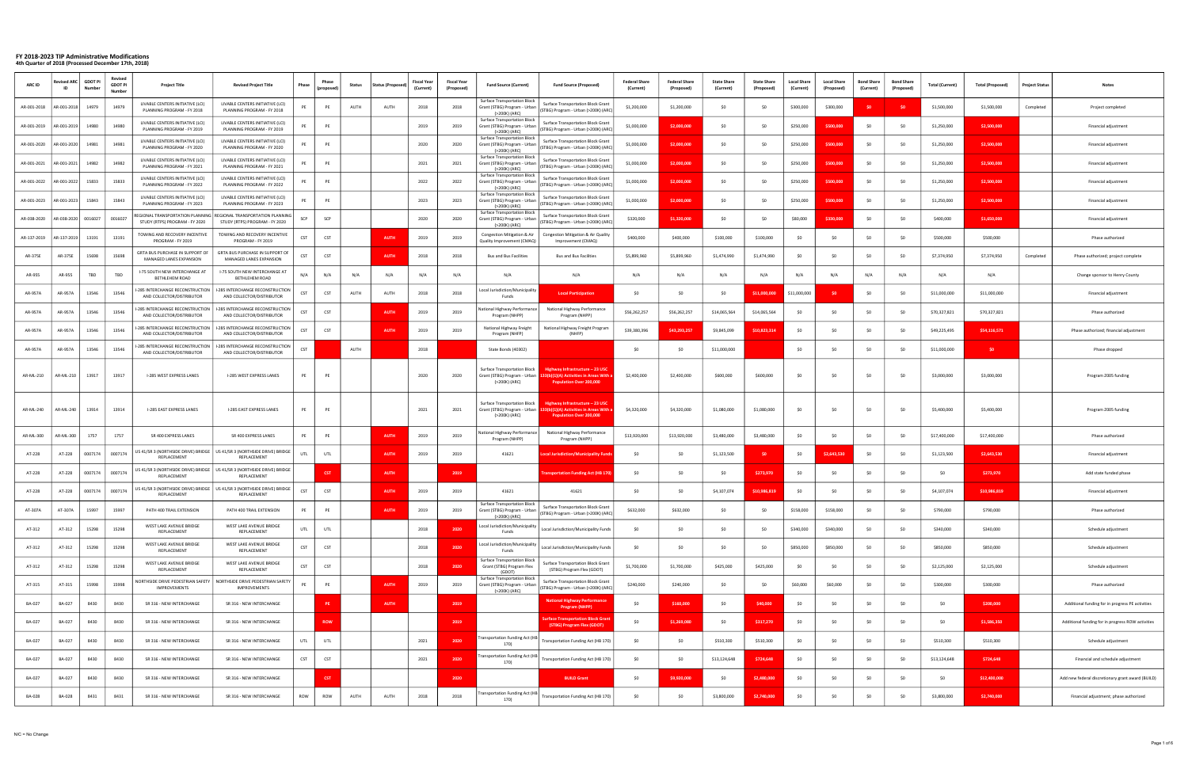# FY 2018-2023 TIP Administrative Modifications

## 4th Quarter of 2018 (Processed December 17th, 2018)

| ARC ID | Revised ARC ID | GDOT PI Number | Revised GDOT PI Number | Project Title | Revised Project Title | Phase | Phase (proposed) | Status | Status (Proposed) | Fiscal Year (Current) | Fiscal Year (Proposed) | Fund Source (Current) | Fund Source (Proposed) | Federal Share (Current) | Federal Share (Proposed) | State Share (Current) | State Share (Proposed) | Local Share (Current) | Local Share (Proposed) | Bond Share (Current) | Bond Share (Proposed) | Total (Current) | Total (Proposed) | Project Status | Notes |
|---|---|---|---|---|---|---|---|---|---|---|---|---|---|---|---|---|---|---|---|---|---|---|---|---|---|
| AR-001-2018 | AR-001-2018 | 14979 | 14979 | LIVABLE CENTERS INITIATIVE (LCI) PLANNING PROGRAM - FY 2018 | LIVABLE CENTERS INITIATIVE (LCI) PLANNING PROGRAM - FY 2018 | PE | PE | AUTH | AUTH | 2018 | 2018 | Surface Transportation Block Grant (STBG) Program - Urban (>200K) (ARC) | Surface Transportation Block Grant (STBG) Program - Urban (>200K) (ARC) | $1,200,000 | $1,200,000 | $0 | $0 | $300,000 | $300,000 | $0 | $0 | $1,500,000 | $1,500,000 | Completed | Project completed |
| AR-001-2019 | AR-001-2019 | 14980 | 14980 | LIVABLE CENTERS INITIATIVE (LCI) PLANNING PROGRAM - FY 2019 | LIVABLE CENTERS INITIATIVE (LCI) PLANNING PROGRAM - FY 2019 | PE | PE | | | 2019 | 2019 | Surface Transportation Block Grant (STBG) Program - Urban (>200K) (ARC) | Surface Transportation Block Grant (STBG) Program - Urban (>200K) (ARC) | $1,000,000 | $2,000,000 | $0 | $0 | $250,000 | $500,000 | $0 | $0 | $1,250,000 | $2,500,000 | | Financial adjustment |
| AR-001-2020 | AR-001-2020 | 14981 | 14981 | LIVABLE CENTERS INITIATIVE (LCI) PLANNING PROGRAM - FY 2020 | LIVABLE CENTERS INITIATIVE (LCI) PLANNING PROGRAM - FY 2020 | PE | PE | | | 2020 | 2020 | Surface Transportation Block Grant (STBG) Program - Urban (>200K) (ARC) | Surface Transportation Block Grant (STBG) Program - Urban (>200K) (ARC) | $1,000,000 | $2,000,000 | $0 | $0 | $250,000 | $500,000 | $0 | $0 | $1,250,000 | $2,500,000 | | Financial adjustment |
| AR-001-2021 | AR-001-2021 | 14982 | 14982 | LIVABLE CENTERS INITIATIVE (LCI) PLANNING PROGRAM - FY 2021 | LIVABLE CENTERS INITIATIVE (LCI) PLANNING PROGRAM - FY 2021 | PE | PE | | | 2021 | 2021 | Surface Transportation Block Grant (STBG) Program - Urban (>200K) (ARC) | Surface Transportation Block Grant (STBG) Program - Urban (>200K) (ARC) | $1,000,000 | $2,000,000 | $0 | $0 | $250,000 | $500,000 | $0 | $0 | $1,250,000 | $2,500,000 | | Financial adjustment |
| AR-001-2022 | AR-001-2022 | 15833 | 15833 | LIVABLE CENTERS INITIATIVE (LCI) PLANNING PROGRAM - FY 2022 | LIVABLE CENTERS INITIATIVE (LCI) PLANNING PROGRAM - FY 2022 | PE | PE | | | 2022 | 2022 | Surface Transportation Block Grant (STBG) Program - Urban (>200K) (ARC) | Surface Transportation Block Grant (STBG) Program - Urban (>200K) (ARC) | $1,000,000 | $2,000,000 | $0 | $0 | $250,000 | $500,000 | $0 | $0 | $1,250,000 | $2,500,000 | | Financial adjustment |
| AR-001-2023 | AR-001-2023 | 15843 | 15843 | LIVABLE CENTERS INITIATIVE (LCI) PLANNING PROGRAM - FY 2023 | LIVABLE CENTERS INITIATIVE (LCI) PLANNING PROGRAM - FY 2023 | PE | PE | | | 2023 | 2023 | Surface Transportation Block Grant (STBG) Program - Urban (>200K) (ARC) | Surface Transportation Block Grant (STBG) Program - Urban (>200K) (ARC) | $1,000,000 | $2,000,000 | $0 | $0 | $250,000 | $500,000 | $0 | $0 | $1,250,000 | $2,500,000 | | Financial adjustment |
| AR-038-2020 | AR-038-2020 | 0016027 | 0016027 | REGIONAL TRANSPORTATION PLANNING STUDY (RTPS) PROGRAM - FY 2020 | REGIONAL TRANSPORTATION PLANNING STUDY (RTPS) PROGRAM - FY 2020 | SCP | SCP | | | 2020 | 2020 | Surface Transportation Block Grant (STBG) Program - Urban (>200K) (ARC) | Surface Transportation Block Grant (STBG) Program - Urban (>200K) (ARC) | $320,000 | $1,320,000 | $0 | $0 | $80,000 | $330,000 | $0 | $0 | $400,000 | $1,650,000 | | Financial adjustment |
| AR-137-2019 | AR-137-2019 | 13191 | 13191 | TOWING AND RECOVERY INCENTIVE PROGRAM - FY 2019 | TOWING AND RECOVERY INCENTIVE PROGRAM - FY 2019 | CST | CST | | AUTH | 2019 | 2019 | Congestion Mitigation & Air Quality Improvement (CMAQ) | Congestion Mitigation & Air Quality Improvement (CMAQ) | $400,000 | $400,000 | $100,000 | $100,000 | $0 | $0 | $0 | $0 | $500,000 | $500,000 | | Phase authorized |
| AR-375E | AR-375E | 15698 | 15698 | GRTA BUS PURCHASE IN SUPPORT OF MANAGED LANES EXPANSION | GRTA BUS PURCHASE IN SUPPORT OF MANAGED LANES EXPANSION | CST | CST | | AUTH | 2018 | 2018 | Bus and Bus Facilities | Bus and Bus Facilities | $5,899,960 | $5,899,960 | $1,474,990 | $1,474,990 | $0 | $0 | $0 | $0 | $7,374,950 | $7,374,950 | Completed | Phase authorized; project complete |
| AR-955 | AR-955 | TBD | TBD | I-75 SOUTH NEW INTERCHANGE AT BETHLEHEM ROAD | I-75 SOUTH NEW INTERCHANGE AT BETHLEHEM ROAD | N/A | N/A | N/A | N/A | N/A | N/A | N/A | N/A | N/A | N/A | N/A | N/A | N/A | N/A | N/A | N/A | N/A | N/A | | Change sponsor to Henry County |
| AR-957A | AR-957A | 13546 | 13546 | I-285 INTERCHANGE RECONSTRUCTION AND COLLECTOR/DISTRIBUTOR | I-285 INTERCHANGE RECONSTRUCTION AND COLLECTOR/DISTRIBUTOR | CST | CST | AUTH | AUTH | 2018 | 2018 | Local Jurisdiction/Municipality Funds | Local Participation | $0 | $0 | $0 | $11,000,000 | $11,000,000 | $0 | | | $11,000,000 | $11,000,000 | | Financial adjustment |
| AR-957A | AR-957A | 13546 | 13546 | I-285 INTERCHANGE RECONSTRUCTION AND COLLECTOR/DISTRIBUTOR | I-285 INTERCHANGE RECONSTRUCTION AND COLLECTOR/DISTRIBUTOR | CST | CST | | AUTH | 2019 | 2019 | National Highway Performance Program (NHPP) | National Highway Performance Program (NHPP) | $56,262,257 | $56,262,257 | $14,065,564 | $14,065,564 | $0 | $0 | $0 | $0 | $70,327,821 | $70,327,821 | | Phase authorized |
| AR-957A | AR-957A | 13546 | 13546 | I-285 INTERCHANGE RECONSTRUCTION AND COLLECTOR/DISTRIBUTOR | I-285 INTERCHANGE RECONSTRUCTION AND COLLECTOR/DISTRIBUTOR | CST | CST | | AUTH | 2019 | 2019 | National Highway Freight Program (NHFP) | National Highway Freight Program (NHFP) | $39,380,396 | $43,293,257 | $9,845,099 | $10,823,314 | $0 | $0 | $0 | $0 | $49,225,495 | $54,116,571 | | Phase authorized; financial adjustment |
| AR-957A | AR-957A | 13546 | 13546 | I-285 INTERCHANGE RECONSTRUCTION AND COLLECTOR/DISTRIBUTOR | I-285 INTERCHANGE RECONSTRUCTION AND COLLECTOR/DISTRIBUTOR | CST | | AUTH | | 2018 | | State Bonds (40302) | | $0 | $0 | $11,000,000 | | $0 | $0 | $0 | $0 | $11,000,000 | $0 | | Phase dropped |
| AR-ML-210 | AR-ML-210 | 13917 | 13917 | I-285 WEST EXPRESS LANES | I-285 WEST EXPRESS LANES | PE | PE | | | 2020 | 2020 | Surface Transportation Block Grant (STBG) Program - Urban (>200K) (ARC) | Highway Infrastructure – 23 USC 133(b)(1)(A) Activities in Areas With a Population Over 200,000 | $2,400,000 | $2,400,000 | $600,000 | $600,000 | $0 | $0 | $0 | $0 | $3,000,000 | $3,000,000 | | Program Z005 funding |
| AR-ML-240 | AR-ML-240 | 13914 | 13914 | I-285 EAST EXPRESS LANES | I-285 EAST EXPRESS LANES | PE | PE | | | 2021 | 2021 | Surface Transportation Block Grant (STBG) Program - Urban (>200K) (ARC) | Highway Infrastructure – 23 USC 133(b)(1)(A) Activities in Areas With a Population Over 200,000 | $4,320,000 | $4,320,000 | $1,080,000 | $1,080,000 | $0 | $0 | $0 | $0 | $5,400,000 | $5,400,000 | | Program Z005 funding |
| AR-ML-300 | AR-ML-300 | 1757 | 1757 | SR 400 EXPRESS LANES | SR 400 EXPRESS LANES | PE | PE | | AUTH | 2019 | 2019 | National Highway Performance Program (NHPP) | National Highway Performance Program (NHPP) | $13,920,000 | $13,920,000 | $3,480,000 | $3,480,000 | $0 | $0 | $0 | $0 | $17,400,000 | $17,400,000 | | Phase authorized |
| AT-228 | AT-228 | 0007174 | 0007174 | US 41/SR 3 (NORTHSIDE DRIVE) BRIDGE REPLACEMENT | US 41/SR 3 (NORTHSIDE DRIVE) BRIDGE REPLACEMENT | UTL | UTL | | AUTH | 2019 | 2019 | 41621 | Local Jurisdiction/Municipality Funds | $0 | $0 | $1,123,500 | $0 | $0 | $2,643,530 | $0 | $0 | $1,123,500 | $2,643,530 | | Financial adjustment |
| AT-228 | AT-228 | 0007174 | 0007174 | US 41/SR 3 (NORTHSIDE DRIVE) BRIDGE REPLACEMENT | US 41/SR 3 (NORTHSIDE DRIVE) BRIDGE REPLACEMENT | | CST | | AUTH | | 2019 | | Transportation Funding Act (HB 170) | $0 | $0 | $0 | $273,970 | $0 | $0 | $0 | $0 | $0 | $273,970 | | Add state funded phase |
| AT-228 | AT-228 | 0007174 | 0007174 | US 41/SR 3 (NORTHSIDE DRIVE) BRIDGE REPLACEMENT | US 41/SR 3 (NORTHSIDE DRIVE) BRIDGE REPLACEMENT | CST | CST | | AUTH | 2019 | 2019 | 41621 | 41621 | $0 | $0 | $4,107,074 | $10,986,819 | $0 | $0 | $0 | $0 | $4,107,074 | $10,986,819 | | Financial adjustment |
| AT-307A | AT-307A | 15997 | 15997 | PATH 400 TRAIL EXTENSION | PATH 400 TRAIL EXTENSION | PE | PE | | AUTH | 2019 | 2019 | Surface Transportation Block Grant (STBG) Program - Urban (>200K) (ARC) | Surface Transportation Block Grant (STBG) Program - Urban (>200K) (ARC) | $632,000 | $632,000 | $0 | $0 | $158,000 | $158,000 | $0 | $0 | $790,000 | $790,000 | | Phase authorized |
| AT-312 | AT-312 | 15298 | 15298 | WEST LAKE AVENUE BRIDGE REPLACEMENT | WEST LAKE AVENUE BRIDGE REPLACEMENT | UTL | UTL | | | 2018 | 2020 | Local Jurisdiction/Municipality Funds | Local Jurisdiction/Municipality Funds | $0 | $0 | $0 | $0 | $340,000 | $340,000 | $0 | $0 | $340,000 | $340,000 | | Schedule adjustment |
| AT-312 | AT-312 | 15298 | 15298 | WEST LAKE AVENUE BRIDGE REPLACEMENT | WEST LAKE AVENUE BRIDGE REPLACEMENT | CST | CST | | | 2018 | 2020 | Local Jurisdiction/Municipality Funds | Local Jurisdiction/Municipality Funds | $0 | $0 | $0 | $0 | $850,000 | $850,000 | $0 | $0 | $850,000 | $850,000 | | Schedule adjustment |
| AT-312 | AT-312 | 15298 | 15298 | WEST LAKE AVENUE BRIDGE REPLACEMENT | WEST LAKE AVENUE BRIDGE REPLACEMENT | CST | CST | | | 2018 | 2020 | Surface Transportation Block Grant (STBG) Program Flex (GDOT) | Surface Transportation Block Grant (STBG) Program Flex (GDOT) | $1,700,000 | $1,700,000 | $425,000 | $425,000 | $0 | $0 | $0 | $0 | $2,125,000 | $2,125,000 | | Schedule adjustment |
| AT-315 | AT-315 | 15998 | 15998 | NORTHSIDE DRIVE PEDESTRIAN SAFETY IMPROVEMENTS | NORTHSIDE DRIVE PEDESTRIAN SAFETY IMPROVEMENTS | PE | PE | | AUTH | 2019 | 2019 | Surface Transportation Block Grant (STBG) Program - Urban (>200K) (ARC) | Surface Transportation Block Grant (STBG) Program - Urban (>200K) (ARC) | $240,000 | $240,000 | $0 | $0 | $60,000 | $60,000 | $0 | $0 | $300,000 | $300,000 | | Phase authorized |
| BA-027 | BA-027 | 8430 | 8430 | SR 316 - NEW INTERCHANGE | SR 316 - NEW INTERCHANGE | | PE | | AUTH | | 2019 | | National Highway Performance Program (NHPP) | $0 | $160,000 | $0 | $40,000 | $0 | $0 | $0 | $0 | $0 | $200,000 | | Additional funding for in progress PE activities |
| BA-027 | BA-027 | 8430 | 8430 | SR 316 - NEW INTERCHANGE | SR 316 - NEW INTERCHANGE | | ROW | | | | 2019 | | Surface Transportation Block Grant (STBG) Program Flex (GDOT) | $0 | $1,269,080 | $0 | $317,270 | $0 | $0 | $0 | $0 | $0 | $1,586,350 | | Additional funding for in progress ROW activities |
| BA-027 | BA-027 | 8430 | 8430 | SR 316 - NEW INTERCHANGE | SR 316 - NEW INTERCHANGE | UTL | UTL | | | 2021 | 2020 | Transportation Funding Act (HB 170) | Transportation Funding Act (HB 170) | $0 | $0 | $510,300 | $510,300 | $0 | $0 | $0 | $0 | $510,300 | $510,300 | | Schedule adjustment |
| BA-027 | BA-027 | 8430 | 8430 | SR 316 - NEW INTERCHANGE | SR 316 - NEW INTERCHANGE | CST | CST | | | 2021 | 2020 | Transportation Funding Act (HB 170) | Transportation Funding Act (HB 170) | $0 | $0 | $13,124,648 | $724,648 | $0 | $0 | $0 | $0 | $13,124,648 | $724,648 | | Financial and schedule adjustment |
| BA-027 | BA-027 | 8430 | 8430 | SR 316 - NEW INTERCHANGE | SR 316 - NEW INTERCHANGE | | CST | | | | 2020 | | BUILD Grant | $0 | $9,920,000 | $0 | $2,480,000 | $0 | $0 | $0 | $0 | $0 | $12,400,000 | | Add new federal discretionary grant award (BUILD) |
| BA-028 | BA-028 | 8431 | 8431 | SR 316 - NEW INTERCHANGE | SR 316 - NEW INTERCHANGE | ROW | ROW | AUTH | AUTH | 2018 | 2018 | Transportation Funding Act (HB 170) | Transportation Funding Act (HB 170) | $0 | $0 | $3,800,000 | $2,740,000 | $0 | $0 | $0 | $0 | $3,800,000 | $2,740,000 | | Financial adjustment; phase authorized |

N/C = No Change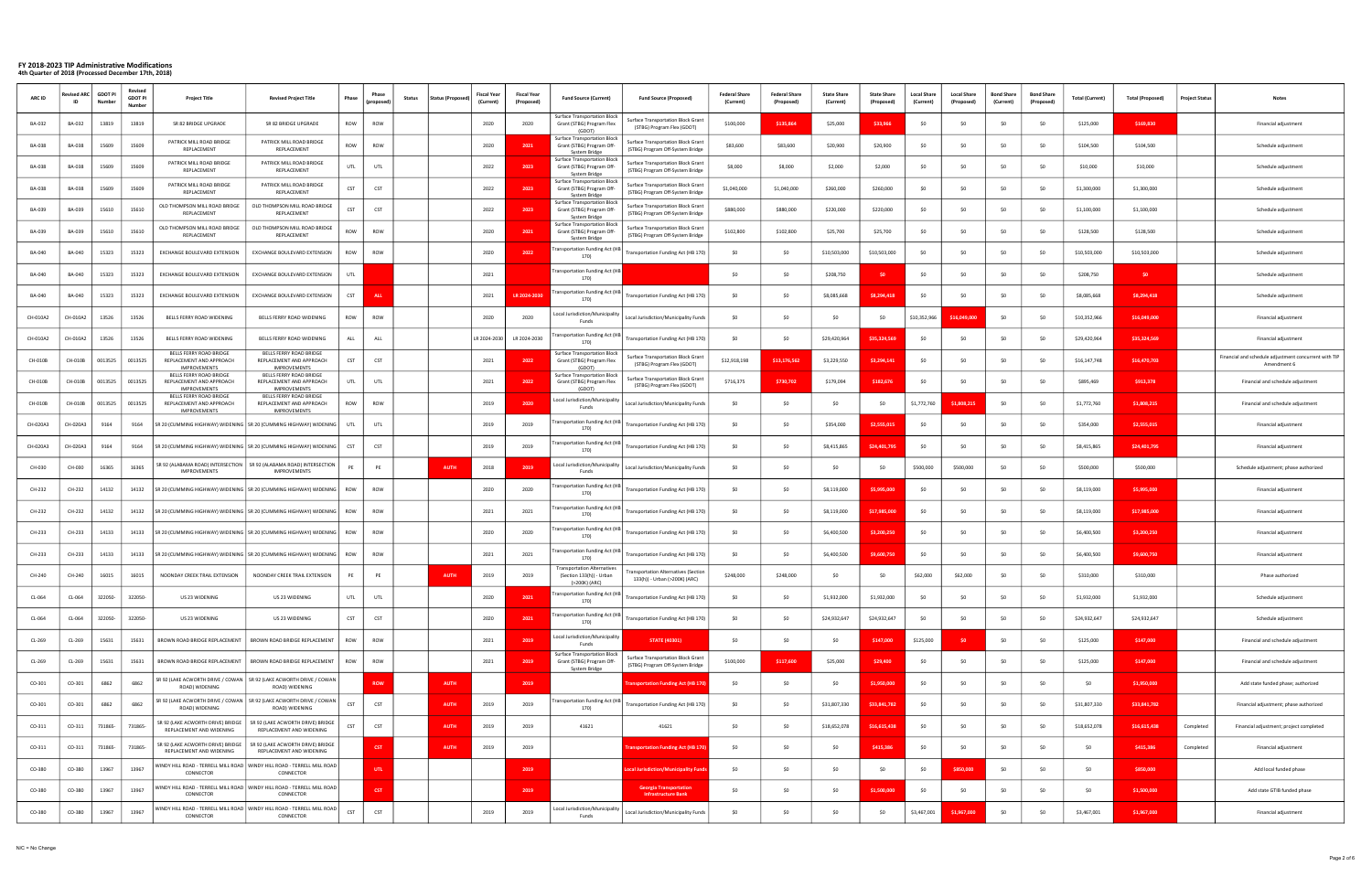# FY 2018-2023 TIP Administrative Modifications
## 4th Quarter of 2018 (Processed December 17th, 2018)

| ARC ID | Revised ARC ID | GDOT PI Number | Revised GDOT PI Number | Project Title | Revised Project Title | Phase | Phase (proposed) | Status | Status (Proposed) | Fiscal Year (Current) | Fiscal Year (Proposed) | Fund Source (Current) | Fund Source (Proposed) | Federal Share (Current) | Federal Share (Proposed) | State Share (Current) | State Share (Proposed) | Local Share (Current) | Local Share (Proposed) | Bond Share (Current) | Bond Share (Proposed) | Total (Current) | Total (Proposed) | Project Status | Notes |
|---|---|---|---|---|---|---|---|---|---|---|---|---|---|---|---|---|---|---|---|---|---|---|---|---|---|
| BA-032 | BA-032 | 13819 | 13819 | SR 82 BRIDGE UPGRADE | SR 82 BRIDGE UPGRADE | ROW | ROW | | | 2020 | 2020 | Surface Transportation Block Grant (STBG) Program Flex (GDOT) | Surface Transportation Block Grant (STBG) Program Flex (GDOT) | $100,000 | $135,864 | $25,000 | $33,966 | $0 | $0 | $0 | $0 | $125,000 | $169,830 | | Financial adjustment |
| BA-038 | BA-038 | 15609 | 15609 | PATRICK MILL ROAD BRIDGE REPLACEMENT | PATRICK MILL ROAD BRIDGE REPLACEMENT | ROW | ROW | | | 2020 | 2021 | Surface Transportation Block Grant (STBG) Program Off-System Bridge | Surface Transportation Block Grant (STBG) Program Off-System Bridge | $83,600 | $83,600 | $20,900 | $20,900 | $0 | $0 | $0 | $0 | $104,500 | $104,500 | | Schedule adjustment |
| BA-038 | BA-038 | 15609 | 15609 | PATRICK MILL ROAD BRIDGE REPLACEMENT | PATRICK MILL ROAD BRIDGE REPLACEMENT | UTL | UTL | | | 2022 | 2023 | Surface Transportation Block Grant (STBG) Program Off-System Bridge | Surface Transportation Block Grant (STBG) Program Off-System Bridge | $8,000 | $8,000 | $2,000 | $2,000 | $0 | $0 | $0 | $0 | $10,000 | $10,000 | | Schedule adjustment |
| BA-038 | BA-038 | 15609 | 15609 | PATRICK MILL ROAD BRIDGE REPLACEMENT | PATRICK MILL ROAD BRIDGE REPLACEMENT | CST | CST | | | 2022 | 2023 | Surface Transportation Block Grant (STBG) Program Off-System Bridge | Surface Transportation Block Grant (STBG) Program Off-System Bridge | $1,040,000 | $1,040,000 | $260,000 | $260,000 | $0 | $0 | $0 | $0 | $1,300,000 | $1,300,000 | | Schedule adjustment |
| BA-039 | BA-039 | 15610 | 15610 | OLD THOMPSON MILL ROAD BRIDGE REPLACEMENT | OLD THOMPSON MILL ROAD BRIDGE REPLACEMENT | CST | CST | | | 2022 | 2023 | Surface Transportation Block Grant (STBG) Program Off-System Bridge | Surface Transportation Block Grant (STBG) Program Off-System Bridge | $880,000 | $880,000 | $220,000 | $220,000 | $0 | $0 | $0 | $0 | $1,100,000 | $1,100,000 | | Schedule adjustment |
| BA-039 | BA-039 | 15610 | 15610 | OLD THOMPSON MILL ROAD BRIDGE REPLACEMENT | OLD THOMPSON MILL ROAD BRIDGE REPLACEMENT | ROW | ROW | | | 2020 | 2021 | Surface Transportation Block Grant (STBG) Program Off-System Bridge | Surface Transportation Block Grant (STBG) Program Off-System Bridge | $102,800 | $102,800 | $25,700 | $25,700 | $0 | $0 | $0 | $0 | $128,500 | $128,500 | | Schedule adjustment |
| BA-040 | BA-040 | 15323 | 15323 | EXCHANGE BOULEVARD EXTENSION | EXCHANGE BOULEVARD EXTENSION | ROW | ROW | | | 2020 | 2022 | Transportation Funding Act (HB 170) | Transportation Funding Act (HB 170) | $0 | $0 | $10,503,000 | $10,503,000 | $0 | $0 | $0 | $0 | $10,503,000 | $10,503,000 | | Schedule adjustment |
| BA-040 | BA-040 | 15323 | 15323 | EXCHANGE BOULEVARD EXTENSION | EXCHANGE BOULEVARD EXTENSION | UTL | | | | 2021 | | Transportation Funding Act (HB 170) | | $0 | $0 | $208,750 | $0 | $0 | $0 | $0 | $0 | $208,750 | $0 | | Schedule adjustment |
| BA-040 | BA-040 | 15323 | 15323 | EXCHANGE BOULEVARD EXTENSION | EXCHANGE BOULEVARD EXTENSION | CST | ALL | | | 2021 | LR 2024-2030 | Transportation Funding Act (HB 170) | Transportation Funding Act (HB 170) | $0 | $0 | $8,085,668 | $8,294,418 | $0 | $0 | $0 | $0 | $8,085,668 | $8,294,418 | | Schedule adjustment |
| CH-010A2 | CH-010A2 | 13526 | 13526 | BELLS FERRY ROAD WIDENING | BELLS FERRY ROAD WIDENING | ROW | ROW | | | 2020 | 2020 | Local Jurisdiction/Municipality Funds | Local Jurisdiction/Municipality Funds | $0 | $0 | $0 | $0 | $10,352,966 | $16,049,000 | $0 | $0 | $10,352,966 | $16,049,000 | | Financial adjustment |
| CH-010A2 | CH-010A2 | 13526 | 13526 | BELLS FERRY ROAD WIDENING | BELLS FERRY ROAD WIDENING | ALL | ALL | | | LR 2024-2030 | LR 2024-2030 | Transportation Funding Act (HB 170) | Transportation Funding Act (HB 170) | $0 | $0 | $29,420,964 | $35,324,569 | $0 | $0 | $0 | $0 | $29,420,964 | $35,324,569 | | Financial adjustment |
| CH-010B | CH-010B | 0013525 | 0013525 | BELLS FERRY ROAD BRIDGE REPLACEMENT AND APPROACH IMPROVEMENTS | BELLS FERRY ROAD BRIDGE REPLACEMENT AND APPROACH IMPROVEMENTS | CST | CST | | | 2021 | 2022 | Surface Transportation Block Grant (STBG) Program Flex (GDOT) | Surface Transportation Block Grant (STBG) Program Flex (GDOT) | $12,918,198 | $13,176,562 | $3,229,550 | $3,294,141 | $0 | $0 | $0 | $0 | $16,147,748 | $16,470,703 | | Financial and schedule adjustment concurrent with TIP Amendment 6 |
| CH-010B | CH-010B | 0013525 | 0013525 | BELLS FERRY ROAD BRIDGE REPLACEMENT AND APPROACH IMPROVEMENTS | BELLS FERRY ROAD BRIDGE REPLACEMENT AND APPROACH IMPROVEMENTS | UTL | UTL | | | 2021 | 2022 | Surface Transportation Block Grant (STBG) Program Flex (GDOT) | Surface Transportation Block Grant (STBG) Program Flex (GDOT) | $716,375 | $730,702 | $179,094 | $182,676 | $0 | $0 | $0 | $0 | $895,469 | $913,378 | | Financial and schedule adjustment |
| CH-010B | CH-010B | 0013525 | 0013525 | BELLS FERRY ROAD BRIDGE REPLACEMENT AND APPROACH IMPROVEMENTS | BELLS FERRY ROAD BRIDGE REPLACEMENT AND APPROACH IMPROVEMENTS | ROW | ROW | | | 2019 | 2020 | Local Jurisdiction/Municipality Funds | Local Jurisdiction/Municipality Funds | $0 | $0 | $0 | $0 | $1,772,760 | $1,808,215 | $0 | $0 | $1,772,760 | $1,808,215 | | Financial and schedule adjustment |
| CH-020A3 | CH-020A3 | 9164 | 9164 | SR 20 (CUMMING HIGHWAY) WIDENING | SR 20 (CUMMING HIGHWAY) WIDENING | UTL | UTL | | | 2019 | 2019 | Transportation Funding Act (HB 170) | Transportation Funding Act (HB 170) | $0 | $0 | $354,000 | $2,555,015 | $0 | $0 | $0 | $0 | $354,000 | $2,555,015 | | Financial adjustment |
| CH-020A3 | CH-020A3 | 9164 | 9164 | SR 20 (CUMMING HIGHWAY) WIDENING | SR 20 (CUMMING HIGHWAY) WIDENING | CST | CST | | | 2019 | 2019 | Transportation Funding Act (HB 170) | Transportation Funding Act (HB 170) | $0 | $0 | $8,415,865 | $24,401,795 | $0 | $0 | $0 | $0 | $8,415,865 | $24,401,795 | | Financial adjustment |
| CH-030 | CH-030 | 16365 | 16365 | SR 92 (ALABAMA ROAD) INTERSECTION IMPROVEMENTS | SR 92 (ALABAMA ROAD) INTERSECTION IMPROVEMENTS | PE | PE | | AUTH | 2018 | 2019 | Local Jurisdiction/Municipality Funds | Local Jurisdiction/Municipality Funds | $0 | $0 | $0 | $0 | $500,000 | $500,000 | $0 | $0 | $500,000 | $500,000 | | Schedule adjustment; phase authorized |
| CH-232 | CH-232 | 14132 | 14132 | SR 20 (CUMMING HIGHWAY) WIDENING | SR 20 (CUMMING HIGHWAY) WIDENING | ROW | ROW | | | 2020 | 2020 | Transportation Funding Act (HB 170) | Transportation Funding Act (HB 170) | $0 | $0 | $8,119,000 | $5,995,000 | $0 | $0 | $0 | $0 | $8,119,000 | $5,995,000 | | Financial adjustment |
| CH-232 | CH-232 | 14132 | 14132 | SR 20 (CUMMING HIGHWAY) WIDENING | SR 20 (CUMMING HIGHWAY) WIDENING | ROW | ROW | | | 2021 | 2021 | Transportation Funding Act (HB 170) | Transportation Funding Act (HB 170) | $0 | $0 | $8,119,000 | $17,985,000 | $0 | $0 | $0 | $0 | $8,119,000 | $17,985,000 | | Financial adjustment |
| CH-233 | CH-233 | 14133 | 14133 | SR 20 (CUMMING HIGHWAY) WIDENING | SR 20 (CUMMING HIGHWAY) WIDENING | ROW | ROW | | | 2020 | 2020 | Transportation Funding Act (HB 170) | Transportation Funding Act (HB 170) | $0 | $0 | $6,400,500 | $3,200,250 | $0 | $0 | $0 | $0 | $6,400,500 | $3,200,250 | | Financial adjustment |
| CH-233 | CH-233 | 14133 | 14133 | SR 20 (CUMMING HIGHWAY) WIDENING | SR 20 (CUMMING HIGHWAY) WIDENING | ROW | ROW | | | 2021 | 2021 | Transportation Funding Act (HB 170) | Transportation Funding Act (HB 170) | $0 | $0 | $6,400,500 | $9,600,750 | $0 | $0 | $0 | $0 | $6,400,500 | $9,600,750 | | Financial adjustment |
| CH-240 | CH-240 | 16015 | 16015 | NOONDAY CREEK TRAIL EXTENSION | NOONDAY CREEK TRAIL EXTENSION | PE | PE | | AUTH | 2019 | 2019 | Transportation Alternatives (Section 133(h)) - Urban (>200K) (ARC) | Transportation Alternatives (Section 133(h)) - Urban (>200K) (ARC) | $248,000 | $248,000 | $0 | $0 | $62,000 | $62,000 | $0 | $0 | $310,000 | $310,000 | | Phase authorized |
| CL-064 | CL-064 | 322050- | 322050- | US 23 WIDENING | US 23 WIDENING | UTL | UTL | | | 2020 | 2021 | Transportation Funding Act (HB 170) | Transportation Funding Act (HB 170) | $0 | $0 | $1,932,000 | $1,932,000 | $0 | $0 | $0 | $0 | $1,932,000 | $1,932,000 | | Schedule adjustment |
| CL-064 | CL-064 | 322050- | 322050- | US 23 WIDENING | US 23 WIDENING | CST | CST | | | 2020 | 2021 | Transportation Funding Act (HB 170) | Transportation Funding Act (HB 170) | $0 | $0 | $24,932,647 | $24,932,647 | $0 | $0 | $0 | $0 | $24,932,647 | $24,932,647 | | Schedule adjustment |
| CL-269 | CL-269 | 15631 | 15631 | BROWN ROAD BRIDGE REPLACEMENT | BROWN ROAD BRIDGE REPLACEMENT | ROW | ROW | | | 2021 | 2019 | Local Jurisdiction/Municipality Funds | STATE (40301) | $0 | $0 | $0 | $147,000 | $125,000 | $0 | $0 | $0 | $125,000 | $147,000 | | Financial and schedule adjustment |
| CL-269 | CL-269 | 15631 | 15631 | BROWN ROAD BRIDGE REPLACEMENT | BROWN ROAD BRIDGE REPLACEMENT | ROW | ROW | | | 2021 | 2019 | Surface Transportation Block Grant (STBG) Program Off-System Bridge | Surface Transportation Block Grant (STBG) Program Off-System Bridge | $100,000 | $117,600 | $25,000 | $29,400 | $0 | $0 | $0 | $0 | $125,000 | $147,000 | | Financial and schedule adjustment |
| CO-301 | CO-301 | 6862 | 6862 | SR 92 (LAKE ACWORTH DRIVE / COWAN ROAD) WIDENING | SR 92 (LAKE ACWORTH DRIVE / COWAN ROAD) WIDENING | | ROW | | AUTH | | 2019 | | Transportation Funding Act (HB 170) | $0 | $0 | $0 | $1,950,000 | $0 | $0 | $0 | $0 | $0 | $1,950,000 | | Add state funded phase; authorized |
| CO-301 | CO-301 | 6862 | 6862 | SR 92 (LAKE ACWORTH DRIVE / COWAN ROAD) WIDENING | SR 92 (LAKE ACWORTH DRIVE / COWAN ROAD) WIDENING | CST | CST | | AUTH | 2019 | 2019 | Transportation Funding Act (HB 170) | Transportation Funding Act (HB 170) | $0 | $0 | $31,807,330 | $33,841,782 | $0 | $0 | $0 | $0 | $31,807,330 | $33,841,782 | | Financial adjustment; phase authorized |
| CO-311 | CO-311 | 731865- | 731865- | SR 92 (LAKE ACWORTH DRIVE) BRIDGE REPLACEMENT AND WIDENING | SR 92 (LAKE ACWORTH DRIVE) BRIDGE REPLACEMENT AND WIDENING | CST | CST | | AUTH | 2019 | 2019 | 41621 | 41621 | $0 | $0 | $18,652,078 | $16,615,438 | $0 | $0 | $0 | $0 | $18,652,078 | $16,615,438 | Completed | Financial adjustment; project completed |
| CO-311 | CO-311 | 731865- | 731865- | SR 92 (LAKE ACWORTH DRIVE) BRIDGE REPLACEMENT AND WIDENING | SR 92 (LAKE ACWORTH DRIVE) BRIDGE REPLACEMENT AND WIDENING | | CST | | AUTH | 2019 | 2019 | | Transportation Funding Act (HB 170) | $0 | $0 | $0 | $415,386 | $0 | $0 | $0 | $0 | $0 | $415,386 | Completed | Financial adjustment |
| CO-380 | CO-380 | 13967 | 13967 | WINDY HILL ROAD - TERRELL MILL ROAD CONNECTOR | WINDY HILL ROAD - TERRELL MILL ROAD CONNECTOR | | UTL | | | | 2019 | | Local Jurisdiction/Municipality Funds | $0 | $0 | $0 | $0 | $0 | $850,000 | $0 | $0 | $0 | $850,000 | | Add local funded phase |
| CO-380 | CO-380 | 13967 | 13967 | WINDY HILL ROAD - TERRELL MILL ROAD CONNECTOR | WINDY HILL ROAD - TERRELL MILL ROAD CONNECTOR | | CST | | | | 2019 | | Georgia Transportation Infrastructure Bank | $0 | $0 | $0 | $1,500,000 | $0 | $0 | $0 | $0 | $0 | $1,500,000 | | Add state GTIB funded phase |
| CO-380 | CO-380 | 13967 | 13967 | WINDY HILL ROAD - TERRELL MILL ROAD CONNECTOR | WINDY HILL ROAD - TERRELL MILL ROAD CONNECTOR | CST | CST | | | 2019 | 2019 | Local Jurisdiction/Municipality Funds | Local Jurisdiction/Municipality Funds | $0 | $0 | $0 | $0 | $3,467,001 | $1,967,000 | $0 | $0 | $3,467,001 | $1,967,000 | | Financial adjustment |

N/C = No Change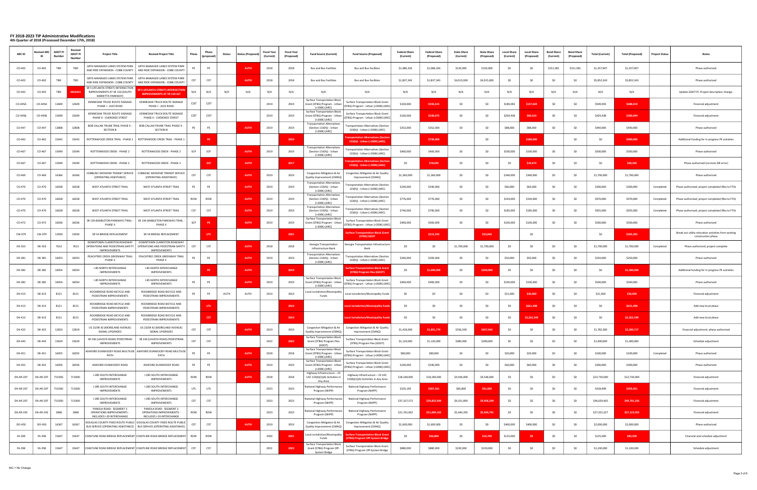# FY 2018-2023 TIP Administrative Modifications
### 4th Quarter of 2018 (Processed December 17th, 2018)

| ARC ID | Revised ARC ID | GDOT PI Number | Revised GDOT PI Number | Project Title | Revised Project Title | Phase | Phase (proposed) | Status | Status (Proposed) | Fiscal Year (Current) | Fiscal Year (Proposed) | Fund Source (Current) | Fund Source (Proposed) | Federal Share (Current) | Federal Share (Proposed) | State Share (Current) | State Share (Proposed) | Local Share (Current) | Local Share (Proposed) | Bond Share (Current) | Bond Share (Proposed) | Total (Current) | Total (Proposed) | Project Status | Notes |
|---|---|---|---|---|---|---|---|---|---|---|---|---|---|---|---|---|---|---|---|---|---|---|---|---|---|
| CO-402 | CO-402 | TBD | TBD | GRTA MANAGED LANES SYSTEM PARK AND RIDE EXPANSION - COBB COUNTY | GRTA MANAGED LANES SYSTEM PARK AND RIDE EXPANSION - COBB COUNTY | PE | PE | | AUTH | 2018 | 2018 | Bus and Bus Facilities | Bus and Bus Facilities | $1,086,326 | $1,086,326 | $120,000 | $120,000 | $0 | $0 | $151,581 | $151,581 | $1,357,907 | $1,357,907 | | Phase authorized |
| CO-402 | CO-402 | TBD | TBD | GRTA MANAGED LANES SYSTEM PARK AND RIDE EXPANSION - COBB COUNTY | GRTA MANAGED LANES SYSTEM PARK AND RIDE EXPANSION - COBB COUNTY | CST | CST | | AUTH | 2018 | 2018 | Bus and Bus Facilities | Bus and Bus Facilities | $1,837,343 | $1,837,343 | $4,015,000 | $4,015,000 | $0 | $0 | $0 | $0 | $5,852,343 | $5,852,343 | | Phase authorized |
| CO-442 | CO-442 | TBD | 0016431 | SR 5 (ATLANTA STREET) INTERSECTION IMPROVEMENTS AT SR 120 (SOUTH MARIETTA PARKWAY) | SR 5 (ATLANTA STREET) INTERSECTION IMPROVEMENTS AT SR 120 ALT | N/A | N/A | N/A | N/A | N/A | N/A | N/A | N/A | N/A | N/A | N/A | N/A | N/A | N/A | N/A | N/A | N/A | N/A | | Update GDOT PI. Project description change. |
| CO-445A | CO-445A | 12609 | 12609 | KENNESAW TRUCK ROUTE SIGNAGE PHASE I - JILES ROAD | KENNESAW TRUCK ROUTE SIGNAGE PHASE I - JILES ROAD | CST | CST | | | 2019 | 2019 | Surface Transportation Block Grant (STBG) Program - Urban (>200K) (ARC) | Surface Transportation Block Grant (STBG) Program - Urban (>200K) (ARC) | $320,000 | $550,415 | $0 | $0 | $189,093 | $137,604 | $0 | $0 | $509,093 | $688,019 | | Financial adjustment |
| CO-445B | CO-445B | 15699 | 15699 | KENNESAW TRUCK ROUTE SIGNAGE PHASE II - CHEROKEE STREET | KENNESAW TRUCK ROUTE SIGNAGE PHASE II - CHEROKEE STREET | CST | CST | | | 2019 | 2019 | Surface Transportation Block Grant (STBG) Program - Urban (>200K) (ARC) | Surface Transportation Block Grant (STBG) Program - Urban (>200K) (ARC) | $160,000 | $240,075 | $0 | $0 | $269,438 | $60,019 | $0 | $0 | $429,438 | $300,094 | | Financial adjustment |
| CO-447 | CO-447 | 12808 | 12808 | BOB CALLAN TRUNK TRAIL PHASE II - SECTION B | BOB CALLAN TRUNK TRAIL PHASE II - SECTION B | PE | PE | | AUTH | 2019 | 2019 | Transportation Alternatives (Section 133(h)) - Urban (>200K) (ARC) | Transportation Alternatives (Section 133(h)) - Urban (>200K) (ARC) | $352,000 | $352,000 | $0 | $0 | $88,000 | $88,000 | $0 | $0 | $440,000 | $440,000 | | Phase authorized |
| CO-462 | CO-462 | 15042 | 15042 | ROTTENWOOD CREEK TRAIL - PHASE 1 | ROTTENWOOD CREEK TRAIL - PHASE 1 | | PE | | | | 2019 | | Transportation Alternatives (Section 133(h)) - Urban (>200K) (ARC) | | $720,000 | | $0 | | $180,000 | | $0 | $0 | $900,000 | | Additional funding for in progress PE activities |
| CO-467 | CO-467 | 15049 | 15049 | ROTTENWOOD CREEK - PHASE 2 | ROTTENWOOD CREEK - PHASE 2 | SCP | SCP | | AUTH | 2019 | 2019 | Transportation Alternatives (Section 133(h)) - Urban (>200K) (ARC) | Transportation Alternatives (Section 133(h)) - Urban (>200K) (ARC) | $400,000 | $400,000 | $0 | $0 | $100,000 | $100,000 | $0 | $0 | $500,000 | $500,000 | | Phase authorized |
| CO-467 | CO-467 | 15049 | 15049 | ROTTENWOOD CREEK - PHASE 2 | ROTTENWOOD CREEK - PHASE 2 | | SCP | | AUTH | | 2017 | | Transportation Alternatives (Section 133(h)) - Urban (>200K) (ARC) | $0 | $78,695 | $0 | $0 | $0 | $19,674 | $0 | $0 | $0 | $98,369 | | Phase authorized (corrects DB error) |
| CO-469 | CO-469 | 16366 | 16366 | COBBLINC WEEKEND TRANSIT SERVICE (OPERATING ASSISTANCE) | COBBLINC WEEKEND TRANSIT SERVICE (OPERATING ASSISTANCE) | CST | CST | | AUTH | 2019 | 2019 | Congestion Mitigation & Air Quality Improvement (CMAQ) | Congestion Mitigation & Air Quality Improvement (CMAQ) | $1,360,000 | $1,360,000 | $0 | $0 | $340,000 | $340,000 | $0 | $0 | $1,700,000 | $1,700,000 | | Phase authorized |
| CO-470 | CO-470 | 16028 | 16028 | WEST ATLANTA STREET TRAIL | WEST ATLANTA STREET TRAIL | PE | PE | | AUTH | 2019 | 2019 | Transportation Alternatives (Section 133(h)) - Urban (>200K) (ARC) | Transportation Alternatives (Section 133(h)) - Urban (>200K) (ARC) | $240,000 | $240,000 | $0 | $0 | $60,000 | $60,000 | $0 | $0 | $300,000 | $300,000 | Completed | Phase authorized; project completed (flex to FTA) |
| CO-470 | CO-470 | 16028 | 16028 | WEST ATLANTA STREET TRAIL | WEST ATLANTA STREET TRAIL | ROW | ROW | | AUTH | 2019 | 2019 | Transportation Alternatives (Section 133(h)) - Urban (>200K) (ARC) | Transportation Alternatives (Section 133(h)) - Urban (>200K) (ARC) | $776,000 | $776,000 | $0 | $0 | $194,000 | $194,000 | $0 | $0 | $970,000 | $970,000 | Completed | Phase authorized; project completed (flex to FTA) |
| CO-470 | CO-470 | 16028 | 16028 | WEST ATLANTA STREET TRAIL | WEST ATLANTA STREET TRAIL | CST | CST | | AUTH | 2019 | 2019 | Transportation Alternatives (Section 133(h)) - Urban (>200K) (ARC) | Transportation Alternatives (Section 133(h)) - Urban (>200K) (ARC) | $740,000 | $740,000 | $0 | $0 | $185,000 | $185,000 | $0 | $0 | $925,000 | $925,000 | Completed | Phase authorized; project completed (flex to FTA) |
| CO-472 | CO-472 | 16036 | 16036 | SR 139 (MABLETON PARKWAY) TRAIL - PHASE II | SR 139 (MABLETON PARKWAY) TRAIL - PHASE II | SCP | PE | | AUTH | 2019 | 2019 | Surface Transportation Block Grant (STBG) Program - Urban (>200K) (ARC) | Surface Transportation Block Grant (STBG) Program - Urban (>200K) (ARC) | $400,000 | $400,000 | $0 | $0 | $100,000 | $100,000 | $0 | $0 | $500,000 | $500,000 | | Phase authorized |
| CW-079 | CW-079 | 13930 | 13930 | SR 54 BRIDGE REPLACEMENT | SR 54 BRIDGE REPLACEMENT | | UTL | | | | 2021 | | Surface Transportation Block Grant (STBG) GDOT | | $212,242 | | $53,060 | | $0 | | | $0 | $265,302 | | Break out utility relocation activities from existing construction phase |
| DK-353 | DK-353 | 7613 | 7613 | DOWNTOWN CLARKSTON ROADWAY OPERATIONS AND PEDESTRIAN SAFETY IMPROVEMENTS | DOWNTOWN CLARKSTON ROADWAY OPERATIONS AND PEDESTRIAN SAFETY IMPROVEMENTS | CST | CST | | AUTH | 2018 | 2018 | Georgia Transportation Infrastructure Bank | Georgia Transportation Infrastructure Bank | $0 | $0 | $1,700,000 | $1,700,000 | $0 | $0 | $0 | $0 | $1,700,000 | $1,700,000 | Completed | Phase authorized; project complete |
| DK-381 | DK-381 | 16053 | 16053 | PEACHTREE CREEK GREENWAY TRAIL PHASE II | PEACHTREE CREEK GREENWAY TRAIL PHASE II | PE | PE | | AUTH | 2019 | 2019 | Transportation Alternatives (Section 133(h)) - Urban (>200K) (ARC) | Transportation Alternatives (Section 133(h)) - Urban (>200K) (ARC) | $200,000 | $200,000 | $0 | $0 | $50,000 | $50,000 | $0 | $0 | $250,000 | $250,000 | | Phase authorized |
| DK-382 | DK-382 | 16054 | 16054 | I-85 NORTH INTERCHANGE IMPROVEMENTS | I-85 NORTH INTERCHANGE IMPROVEMENTS | | PE | | AUTH | | 2019 | | Surface Transportation Block Grant (STBG) Program Flex (GDOT) | $0 | $1,040,000 | $0 | $260,000 | $0 | $0 | $0 | $0 | $0 | $1,300,000 | | Additional funding for in progress PE activities |
| DK-382 | DK-382 | 16054 | 16054 | I-85 NORTH INTERCHANGE IMPROVEMENTS | I-85 NORTH INTERCHANGE IMPROVEMENTS | PE | PE | | AUTH | 2019 | 2019 | Surface Transportation Block Grant (STBG) Program - Urban (>200K) (ARC) | Surface Transportation Block Grant (STBG) Program - Urban (>200K) (ARC) | $400,000 | $400,000 | $0 | $0 | $100,000 | $100,000 | $0 | $0 | $500,000 | $500,000 | | Phase authorized |
| DK-413 | DK-413 | 8121 | 8121 | ROCKBRIDGE ROAD BICYCLE AND PEDESTRIAN IMPROVEMENTS | ROCKBRIDGE ROAD BICYCLE AND PEDESTRIAN IMPROVEMENTS | PE | PE | AUTH | AUTH | 2014 | 2014 | Local Jurisdiction/Municipality Funds | Local Jurisdiction/Municipality Funds | $0 | $0 | $0 | $0 | $21,000 | $36,000 | $0 | $0 | $21,000 | $36,000 | | Financial adjustment |
| DK-413 | DK-413 | 8121 | 8121 | ROCKBRIDGE ROAD BICYCLE AND PEDESTRIAN IMPROVEMENTS | ROCKBRIDGE ROAD BICYCLE AND PEDESTRIAN IMPROVEMENTS | | UTL | | | | 2019 | | Local Jurisdiction/Municipality Funds | $0 | $0 | $0 | $0 | $0 | $621,498 | $0 | $0 | $0 | $621,498 | | Add new local phase |
| DK-413 | DK-413 | 8121 | 8121 | ROCKBRIDGE ROAD BICYCLE AND PEDESTRIAN IMPROVEMENTS | ROCKBRIDGE ROAD BICYCLE AND PEDESTRIAN IMPROVEMENTS | | CST | | | | 2019 | | Local Jurisdiction/Municipality Funds | $0 | $0 | $0 | $0 | $0 | $2,262,549 | $0 | $0 | $0 | $2,262,549 | | Add new local phase |
| DK-422 | DK-422 | 12819 | 12819 | US 23/SR 42 (MORELAND AVENUE) SIGNAL UPGRADES | US 23/SR 42 (MORELAND AVENUE) SIGNAL UPGRADES | CST | CST | | AUTH | 2019 | 2019 | Congestion Mitigation & Air Quality Improvement (CMAQ) | Congestion Mitigation & Air Quality Improvement (CMAQ) | $1,426,000 | $1,831,774 | $356,500 | $457,943 | $0 | $0 | $0 | $0 | $1,782,500 | $2,289,717 | | Financial adjustment; phase authorized |
| DK-443 | DK-443 | 15629 | 15629 | SR 236 (LAVISTA ROAD) PEDESTRIAN IMPROVEMENTS | SR 236 (LAVISTA ROAD) PEDESTRIAN IMPROVEMENTS | CST | CST | | | 2022 | 2023 | Surface Transportation Block Grant (STBG) Program Flex (GDOT) | Surface Transportation Block Grant (STBG) Program Flex (GDOT) | $1,120,000 | $1,120,000 | $280,000 | $280,000 | $0 | $0 | $0 | $0 | $1,400,000 | $1,400,000 | | Schedule adjustment |
| DK-451 | DK-451 | 16055 | 16055 | ASHFORD DUNWOODY ROAD MULTIUSE PATH | ASHFORD DUNWOODY ROAD MULTIUSE PATH | PE | PE | | AUTH | 2018 | 2018 | Surface Transportation Block Grant (STBG) Program - Urban (>200K) (ARC) | Surface Transportation Block Grant (STBG) Program - Urban (>200K) (ARC) | $80,000 | $80,000 | $0 | $0 | $20,000 | $20,000 | $0 | $0 | $100,000 | $100,000 | Completed | Phase authorized |
| DK-452 | DK-452 | 16056 | 16056 | ASHFORD DUNWOODY ROAD | ASHFORD DUNWOODY ROAD | PE | PE | | AUTH | 2019 | 2019 | Surface Transportation Block Grant (STBG) Program - Urban (>200K) (ARC) | Surface Transportation Block Grant (STBG) Program - Urban (>200K) (ARC) | $240,000 | $240,000 | $0 | $0 | $60,000 | $60,000 | $0 | $0 | $300,000 | $300,000 | | Phase authorized |
| DK-AR-207 | DK-AR-207 | 713300- | 713300- | I-285 SOUTH INTERCHANGE IMPROVEMENTS | I-285 SOUTH INTERCHANGE IMPROVEMENTS | ROW | ROW | | AUTH | 2018 | 2018 | Highway Infrastructure – 23 USC 133(b)(1)(A) Activities in Any Area | Highway Infrastructure – 23 USC 133(b)(1)(A) Activities in Any Area | $18,184,000 | $18,184,000 | $4,546,000 | $4,546,000 | $0 | $0 | $0 | $0 | $22,730,000 | $22,730,000 | | Financial adjustment |
| DK-AR-207 | DK-AR-207 | 713300- | 713300- | I-285 SOUTH INTERCHANGE IMPROVEMENTS | I-285 SOUTH INTERCHANGE IMPROVEMENTS | UTL | UTL | | | 2023 | 2023 | National Highway Performance Program (NHPP) | National Highway Performance Program (NHPP) | $335,199 | $367,561 | $83,800 | $91,890 | $0 | $0 | $0 | $0 | $418,999 | $459,451 | | Financial adjustment |
| DK-AR-207 | DK-AR-207 | 713300- | 713300- | I-285 SOUTH INTERCHANGE IMPROVEMENTS | I-285 SOUTH INTERCHANGE IMPROVEMENTS | CST | CST | | | 2023 | 2023 | National Highway Performance Program (NHPP) | National Highway Performance Program (NHPP) | $37,327,572 | $39,832,994 | $9,331,893 | $9,958,249 | $0 | $0 | $0 | $0 | $46,659,465 | $49,791,243 | | Financial adjustment |
| DK-AR-242 | DK-AR-242 | 2868 | 2868 | PANOLA ROAD: SEGMENT 3 OPERATIONS IMPROVEMENTS - INCLUDES I-20 INTERCHANGE | PANOLA ROAD: SEGMENT 3 OPERATIONS IMPROVEMENTS - INCLUDES I-20 INTERCHANGE | ROW | ROW | | | 2023 | 2023 | National Highway Performance Program (NHPP) | National Highway Performance Program (NHPP) | $21,761,062 | $21,699,162 | $5,440,265 | $5,424,791 | $0 | $0 | $0 | $0 | $27,201,327 | $27,123,953 | | Financial adjustment |
| DO-450 | DO-450 | 16367 | 16367 | DOUGLAS COUNTY FIXED ROUTE PUBLIC BUS SERVICE (OPERATING ASSISTANCE) | DOUGLAS COUNTY FIXED ROUTE PUBLIC BUS SERVICE (OPERATING ASSISTANCE) | CST | CST | | AUTH | 2019 | 2019 | Congestion Mitigation & Air Quality Improvement (CMAQ) | Congestion Mitigation & Air Quality Improvement (CMAQ) | $1,600,000 | $1,600,000 | $0 | $0 | $400,000 | $400,000 | $0 | $0 | $2,000,000 | $2,000,000 | | Phase authorized |
| FA-358 | FA-358 | 15647 | 15647 | COASTLINE ROAD BRIDGE REPLACEMENT | COASTLINE ROAD BRIDGE REPLACEMENT | ROW | ROW | | | 2020 | 2021 | Local Jurisdiction/Municipality Funds | Surface Transportation Block Grant (STBG) Program Off-System Bridge | $0 | $66,800 | $0 | $16,700 | $125,000 | $0 | $0 | $0 | $125,000 | $83,500 | | Financial and schedule adjustment |
| FA-358 | FA-358 | 15647 | 15647 | COASTLINE ROAD BRIDGE REPLACEMENT | COASTLINE ROAD BRIDGE REPLACEMENT | CST | CST | | | 2022 | 2023 | Surface Transportation Block Grant (STBG) Program Off-System Bridge | Surface Transportation Block Grant (STBG) Program Off-System Bridge | $880,000 | $880,000 | $220,000 | $220,000 | $0 | $0 | $0 | $0 | $1,100,000 | $1,100,000 | | Schedule adjustment |

N/C = No Change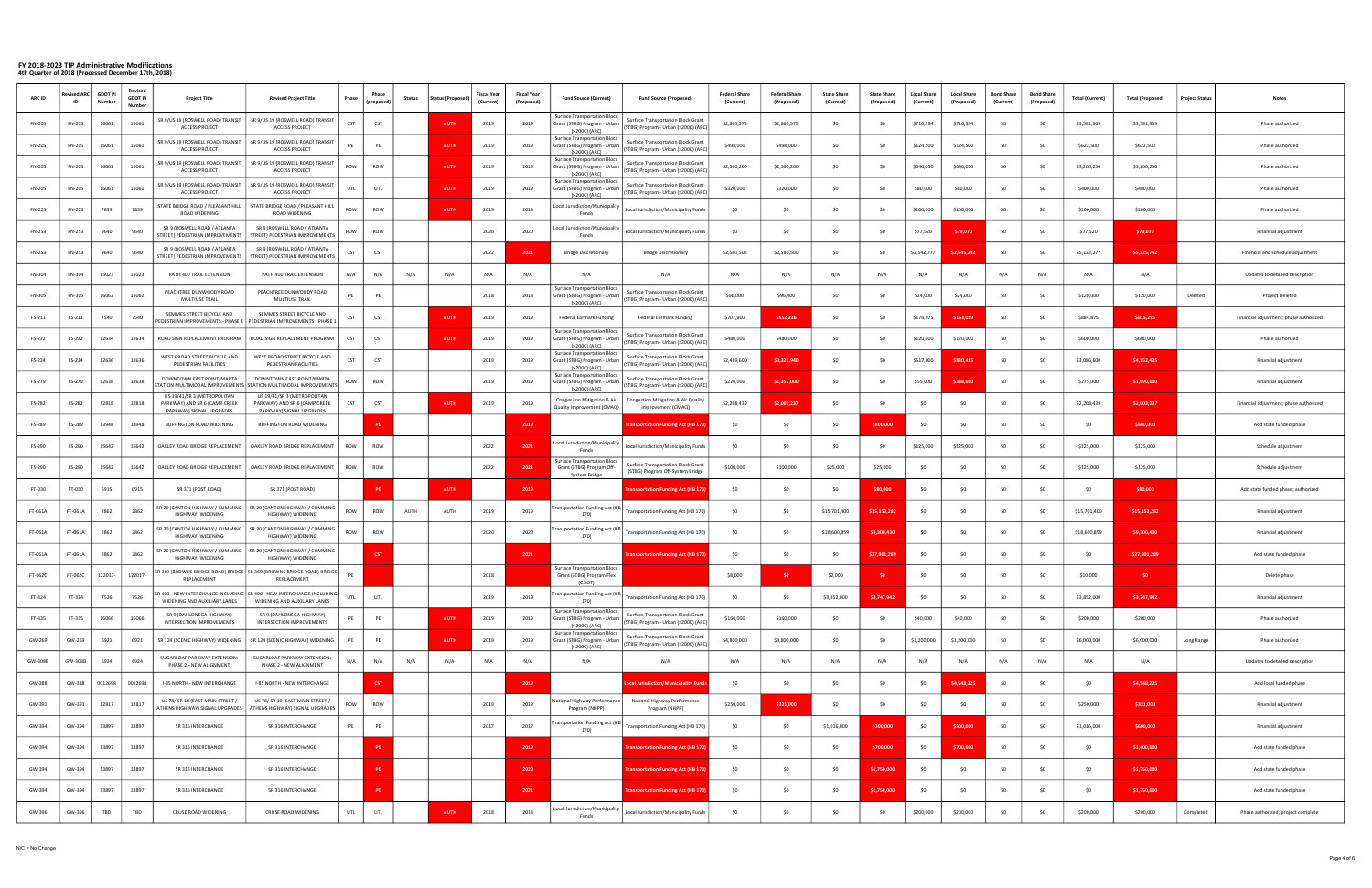# FY 2018-2023 TIP Administrative Modifications
## 4th Quarter of 2018 (Processed December 17th, 2018)

| ARC ID | Revised ARC ID | GDOT PI Number | Revised GDOT PI Number | Project Title | Revised Project Title | Phase | Phase (proposed) | Status | Status (Proposed) | Fiscal Year (Current) | Fiscal Year (Proposed) | Fund Source (Current) | Fund Source (Proposed) | Federal Share (Current) | Federal Share (Proposed) | State Share (Current) | State Share (Proposed) | Local Share (Current) | Local Share (Proposed) | Bond Share (Current) | Bond Share (Proposed) | Total (Current) | Total (Proposed) | Project Status | Notes |
|---|---|---|---|---|---|---|---|---|---|---|---|---|---|---|---|---|---|---|---|---|---|---|---|---|---|
| FN-205 | FN-205 | 16061 | 16061 | SR 9/US 19 (ROSWELL ROAD) TRANSIT ACCESS PROJECT | SR 9/US 19 (ROSWELL ROAD) TRANSIT ACCESS PROJECT | CST | CST | | AUTH | 2019 | 2019 | Surface Transportation Block Grant (STBG) Program - Urban (>200K) (ARC) | Surface Transportation Block Grant (STBG) Program - Urban (>200K) (ARC) | $2,865,575 | $2,865,575 | $0 | $0 | $716,394 | $716,394 | $0 | $0 | $3,581,969 | $3,581,969 | | Phase authorized |
| FN-205 | FN-205 | 16061 | 16061 | SR 9/US 19 (ROSWELL ROAD) TRANSIT ACCESS PROJECT | SR 9/US 19 (ROSWELL ROAD) TRANSIT ACCESS PROJECT | PE | PE | | AUTH | 2019 | 2019 | Surface Transportation Block Grant (STBG) Program - Urban (>200K) (ARC) | Surface Transportation Block Grant (STBG) Program - Urban (>200K) (ARC) | $498,000 | $498,000 | $0 | $0 | $124,500 | $124,500 | $0 | $0 | $622,500 | $622,500 | | Phase authorized |
| FN-205 | FN-205 | 16061 | 16061 | SR 9/US 19 (ROSWELL ROAD) TRANSIT ACCESS PROJECT | SR 9/US 19 (ROSWELL ROAD) TRANSIT ACCESS PROJECT | ROW | ROW | | AUTH | 2019 | 2019 | Surface Transportation Block Grant (STBG) Program - Urban (>200K) (ARC) | Surface Transportation Block Grant (STBG) Program - Urban (>200K) (ARC) | $2,560,200 | $2,560,200 | $0 | $0 | $640,050 | $640,050 | $0 | $0 | $3,200,250 | $3,200,250 | | Phase authorized |
| FN-205 | FN-205 | 16061 | 16061 | SR 9/US 19 (ROSWELL ROAD) TRANSIT ACCESS PROJECT | SR 9/US 19 (ROSWELL ROAD) TRANSIT ACCESS PROJECT | UTL | UTL | | AUTH | 2019 | 2019 | Surface Transportation Block Grant (STBG) Program - Urban (>200K) (ARC) | Surface Transportation Block Grant (STBG) Program - Urban (>200K) (ARC) | $320,000 | $320,000 | $0 | $0 | $80,000 | $80,000 | $0 | $0 | $400,000 | $400,000 | | Phase authorized |
| FN-225 | FN-225 | 7839 | 7839 | STATE BRIDGE ROAD / PLEASANT HILL ROAD WIDENING | STATE BRIDGE ROAD / PLEASANT HILL ROAD WIDENING | ROW | ROW | | AUTH | 2019 | 2019 | Local Jurisdiction/Municipality Funds | Local Jurisdiction/Municipality Funds | $0 | $0 | $0 | $0 | $100,000 | $100,000 | $0 | $0 | $100,000 | $100,000 | | Phase authorized |
| FN-253 | FN-253 | 9640 | 9640 | SR 9 (ROSWELL ROAD / ATLANTA STREET) PEDESTRIAN IMPROVEMENTS | SR 9 (ROSWELL ROAD / ATLANTA STREET) PEDESTRIAN IMPROVEMENTS | ROW | ROW | | | 2020 | 2020 | Local Jurisdiction/Municipality Funds | Local Jurisdiction/Municipality Funds | $0 | $0 | $0 | $0 | $77,520 | $79,070 | $0 | $0 | $77,520 | $79,070 | | Financial adjustment |
| FN-253 | FN-253 | 9640 | 9640 | SR 9 (ROSWELL ROAD / ATLANTA STREET) PEDESTRIAN IMPROVEMENTS | SR 9 (ROSWELL ROAD / ATLANTA STREET) PEDESTRIAN IMPROVEMENTS | CST | CST | | | 2022 | 2021 | Bridge Discretionary | Bridge Discretionary | $2,580,500 | $2,580,500 | $0 | $0 | $2,542,777 | $2,645,242 | $0 | $0 | $5,123,277 | $5,225,742 | | Financial and schedule adjustment |
| FN-304 | FN-304 | 15023 | 15023 | PATH 400 TRAIL EXTENSION | PATH 400 TRAIL EXTENSION | N/A | N/A | N/A | N/A | N/A | N/A | N/A | N/A | N/A | N/A | N/A | N/A | N/A | N/A | N/A | N/A | N/A | N/A | | Updates to detailed description |
| FN-305 | FN-305 | 16062 | 16062 | PEACHTREE DUNWOODY ROAD MULTIUSE TRAIL | PEACHTREE DUNWOODY ROAD MULTIUSE TRAIL | PE | PE | | | 2018 | 2018 | Surface Transportation Block Grant (STBG) Program - Urban (>200K) (ARC) | Surface Transportation Block Grant (STBG) Program - Urban (>200K) (ARC) | $96,000 | $96,000 | $0 | $0 | $24,000 | $24,000 | $0 | $0 | $120,000 | $120,000 | Deleted | Project Deleted |
| FS-211 | FS-211 | 7540 | 7540 | SEMMES STREET BICYCLE AND PEDESTRIAN IMPROVEMENTS - PHASE 1 | SEMMES STREET BICYCLE AND PEDESTRIAN IMPROVEMENTS - PHASE 1 | CST | CST | | AUTH | 2019 | 2019 | Federal Earmark Funding | Federal Earmark Funding | $707,900 | $652,236 | $0 | $0 | $176,975 | $163,059 | $0 | $0 | $884,875 | $815,295 | | Financial adjustment; phase authorized |
| FS-232 | FS-232 | 12634 | 12634 | ROAD SIGN REPLACEMENT PROGRAM | ROAD SIGN REPLACEMENT PROGRAM | CST | CST | | AUTH | 2019 | 2019 | Surface Transportation Block Grant (STBG) Program - Urban (>200K) (ARC) | Surface Transportation Block Grant (STBG) Program - Urban (>200K) (ARC) | $480,000 | $480,000 | $0 | $0 | $120,000 | $120,000 | $0 | $0 | $600,000 | $600,000 | | Phase authorized |
| FS-234 | FS-234 | 12636 | 12636 | WEST BROAD STREET BICYCLE AND PEDESTRIAN FACILITIES | WEST BROAD STREET BICYCLE AND PEDESTRIAN FACILITIES | CST | CST | | | 2019 | 2019 | Surface Transportation Block Grant (STBG) Program - Urban (>200K) (ARC) | Surface Transportation Block Grant (STBG) Program - Urban (>200K) (ARC) | $2,469,600 | $3,321,940 | $0 | $0 | $617,000 | $830,485 | $0 | $0 | $3,086,600 | $4,152,425 | | Financial adjustment |
| FS-279 | FS-279 | 12638 | 12638 | DOWNTOWN EAST POINT/MARTA STATION MULTIMODAL IMPROVEMENTS | DOWNTOWN EAST POINT/MARTA STATION MULTIMODAL IMPROVEMENTS | ROW | ROW | | | 2019 | 2019 | Surface Transportation Block Grant (STBG) Program - Urban (>200K) (ARC) | Surface Transportation Block Grant (STBG) Program - Urban (>200K) (ARC) | $220,000 | $1,352,000 | $0 | $0 | $55,000 | $338,000 | $0 | $0 | $275,000 | $1,690,000 | | Financial adjustment |
| FS-282 | FS-282 | 12818 | 12818 | US 19/41/SR 3 (METROPOLITAN PARKWAY) AND SR 6 (CAMP CREEK PARKWAY) SIGNAL UPGRADES | US 19/41/SR 3 (METROPOLITAN PARKWAY) AND SR 6 (CAMP CREEK PARKWAY) SIGNAL UPGRADES | CST | CST | | AUTH | 2019 | 2019 | Congestion Mitigation & Air Quality Improvement (CMAQ) | Congestion Mitigation & Air Quality Improvement (CMAQ) | $2,268,439 | $2,003,237 | $0 | $0 | $0 | $0 | $0 | $0 | $2,268,439 | $2,003,237 | | Financial adjustment; phase authorized |
| FS-289 | FS-289 | 13948 | 13948 | BUFFINGTON ROAD WIDENING | BUFFINGTON ROAD WIDENING | | PE | | | | 2019 | | Transportation Funding Act (HB 170) | $0 | $0 | $0 | $800,000 | $0 | $0 | $0 | $0 | $0 | $800,000 | | Add state funded phase |
| FS-290 | FS-290 | 15642 | 15642 | OAKLEY ROAD BRIDGE REPLACEMENT | OAKLEY ROAD BRIDGE REPLACEMENT | ROW | ROW | | | 2022 | 2021 | Local Jurisdiction/Municipality Funds | Local Jurisdiction/Municipality Funds | $0 | $0 | $0 | $0 | $125,000 | $125,000 | $0 | $0 | $125,000 | $125,000 | | Schedule adjustment |
| FS-290 | FS-290 | 15642 | 15642 | OAKLEY ROAD BRIDGE REPLACEMENT | OAKLEY ROAD BRIDGE REPLACEMENT | ROW | ROW | | | 2022 | 2021 | Surface Transportation Block Grant (STBG) Program Off-System Bridge | Surface Transportation Block Grant (STBG) Program Off-System Bridge | $100,000 | $100,000 | $25,000 | $25,000 | $0 | $0 | $0 | $0 | $125,000 | $125,000 | | Schedule adjustment |
| FT-030 | FT-030 | 6915 | 6915 | SR 371 (POST ROAD) | SR 371 (POST ROAD) | | PE | | AUTH | | 2019 | | Transportation Funding Act (HB 170) | $0 | $0 | $0 | $80,000 | $0 | $0 | $0 | $0 | $0 | $80,000 | | Add state funded phase; authorized |
| FT-061A | FT-061A | 2862 | 2862 | SR 20 (CANTON HIGHWAY / CUMMING HIGHWAY) WIDENING | SR 20 (CANTON HIGHWAY / CUMMING HIGHWAY) WIDENING | ROW | ROW | AUTH | AUTH | 2019 | 2019 | Transportation Funding Act (HB 170) | Transportation Funding Act (HB 170) | $0 | $0 | $15,701,400 | $15,151,282 | $0 | $0 | $0 | $0 | $15,701,400 | $15,151,282 | | Financial adjustment |
| FT-061A | FT-061A | 2862 | 2862 | SR 20 (CANTON HIGHWAY / CUMMING HIGHWAY) WIDENING | SR 20 (CANTON HIGHWAY / CUMMING HIGHWAY) WIDENING | ROW | ROW | | | 2020 | 2020 | Transportation Funding Act (HB 170) | Transportation Funding Act (HB 170) | $0 | $0 | $18,600,859 | $9,300,430 | $0 | $0 | $0 | $0 | $18,600,859 | $9,300,430 | | Financial adjustment |
| FT-061A | FT-061A | 2862 | 2862 | SR 20 (CANTON HIGHWAY / CUMMING HIGHWAY) WIDENING | SR 20 (CANTON HIGHWAY / CUMMING HIGHWAY) WIDENING | | CST | | | | 2021 | | Transportation Funding Act (HB 170) | $0 | $0 | $0 | $27,901,289 | $0 | $0 | $0 | $0 | $0 | $27,901,289 | | Add state funded phase |
| FT-062C | FT-062C | 122017- | 122017- | SR 369 (BROWNS BRIDGE ROAD) BRIDGE REPLACEMENT | SR 369 (BROWNS BRIDGE ROAD) BRIDGE REPLACEMENT | PE | | | | 2018 | | Surface Transportation Block Grant (STBG) Program Flex (GDOT) | | $8,000 | $0 | $2,000 | $0 | $0 | $0 | $0 | $0 | $10,000 | $0 | | Delete phase |
| FT-324 | FT-324 | 7526 | 7526 | SR 400 - NEW INTERCHANGE INCLUDING WIDENING AND AUXILIARY LANES | SR 400 - NEW INTERCHANGE INCLUDING WIDENING AND AUXILIARY LANES | UTL | UTL | | | 2019 | 2019 | Transportation Funding Act (HB 170) | Transportation Funding Act (HB 170) | $0 | $0 | $3,852,000 | $3,747,942 | $0 | $0 | $0 | $0 | $3,852,000 | $3,747,942 | | Financial adjustment |
| FT-335 | FT-335 | 16066 | 16066 | SR 9 (DAHLONEGA HIGHWAY) INTERSECTION IMPROVEMENTS | SR 9 (DAHLONEGA HIGHWAY) INTERSECTION IMPROVEMENTS | PE | PE | | AUTH | 2019 | 2019 | Surface Transportation Block Grant (STBG) Program - Urban (>200K) (ARC) | Surface Transportation Block Grant (STBG) Program - Urban (>200K) (ARC) | $160,000 | $160,000 | $0 | $0 | $40,000 | $40,000 | $0 | $0 | $200,000 | $200,000 | | Phase authorized |
| GW-269 | GW-269 | 6921 | 6921 | SR 124 (SCENIC HIGHWAY) WIDENING | SR 124 (SCENIC HIGHWAY) WIDENING | PE | PE | | AUTH | 2019 | 2019 | Surface Transportation Block Grant (STBG) Program - Urban (>200K) (ARC) | Surface Transportation Block Grant (STBG) Program - Urban (>200K) (ARC) | $4,800,000 | $4,800,000 | $0 | $0 | $1,200,000 | $1,200,000 | $0 | $0 | $6,000,000 | $6,000,000 | Long Range | Phase authorized |
| GW-308B | GW-308B | 6924 | 6924 | SUGARLOAF PARKWAY EXTENSION: PHASE 2 - NEW ALIGNMENT | SUGARLOAF PARKWAY EXTENSION: PHASE 2 - NEW ALIGNMENT | N/A | N/A | N/A | N/A | N/A | N/A | N/A | N/A | N/A | N/A | N/A | N/A | N/A | N/A | N/A | N/A | N/A | N/A | | Updates to detailed description |
| GW-388 | GW-388 | 0012698 | 0012698 | I-85 NORTH - NEW INTERCHANGE | I-85 NORTH - NEW INTERCHANGE | | CST | | | | 2019 | | Local Jurisdiction/Municipality Funds | $0 | $0 | $0 | $0 | $0 | $4,548,225 | $0 | $0 | $0 | $4,548,225 | | Add local funded phase |
| GW-391 | GW-391 | 12817 | 12817 | US 78/ SR 10 (EAST MAIN STREET / ATHENS HIGHWAY) SIGNAL UPGRADES | US 78/ SR 10 (EAST MAIN STREET / ATHENS HIGHWAY) SIGNAL UPGRADES | ROW | ROW | | | 2019 | 2019 | National Highway Performance Program (NHPP) | National Highway Performance Program (NHPP) | $250,000 | $321,000 | $0 | $0 | $0 | $0 | $0 | $0 | $250,000 | $321,000 | | Financial adjustment |
| GW-394 | GW-394 | 13897 | 13897 | SR 316 INTERCHANGE | SR 316 INTERCHANGE | PE | PE | | | 2017 | 2017 | Transportation Funding Act (HB 170) | Transportation Funding Act (HB 170) | $0 | $0 | $1,016,000 | $300,000 | $0 | $300,000 | $0 | $0 | $1,016,000 | $600,000 | | Financial adjustment |
| GW-394 | GW-394 | 13897 | 13897 | SR 316 INTERCHANGE | SR 316 INTERCHANGE | | PE | | | | 2019 | | Transportation Funding Act (HB 170) | $0 | $0 | $0 | $700,000 | $0 | $700,000 | $0 | $0 | $0 | $1,400,000 | | Add state funded phase |
| GW-394 | GW-394 | 13897 | 13897 | SR 316 INTERCHANGE | SR 316 INTERCHANGE | | PE | | | | 2020 | | Transportation Funding Act (HB 170) | $0 | $0 | $0 | $1,750,000 | $0 | $0 | $0 | $0 | $0 | $1,750,000 | | Add state funded phase |
| GW-394 | GW-394 | 13897 | 13897 | SR 316 INTERCHANGE | SR 316 INTERCHANGE | | PE | | | | 2021 | | Transportation Funding Act (HB 170) | $0 | $0 | $0 | $1,750,000 | $0 | $0 | $0 | $0 | $0 | $1,750,000 | | Add state funded phase |
| GW-396 | GW-396 | TBD | TBD | CRUSE ROAD WIDENING | CRUSE ROAD WIDENING | UTL | UTL | | AUTH | 2018 | 2018 | Local Jurisdiction/Municipality Funds | Local Jurisdiction/Municipality Funds | $0 | $0 | $0 | $0 | $200,000 | $200,000 | $0 | $0 | $200,000 | $200,000 | Completed | Phase authorized; project complete |

N/C = No Change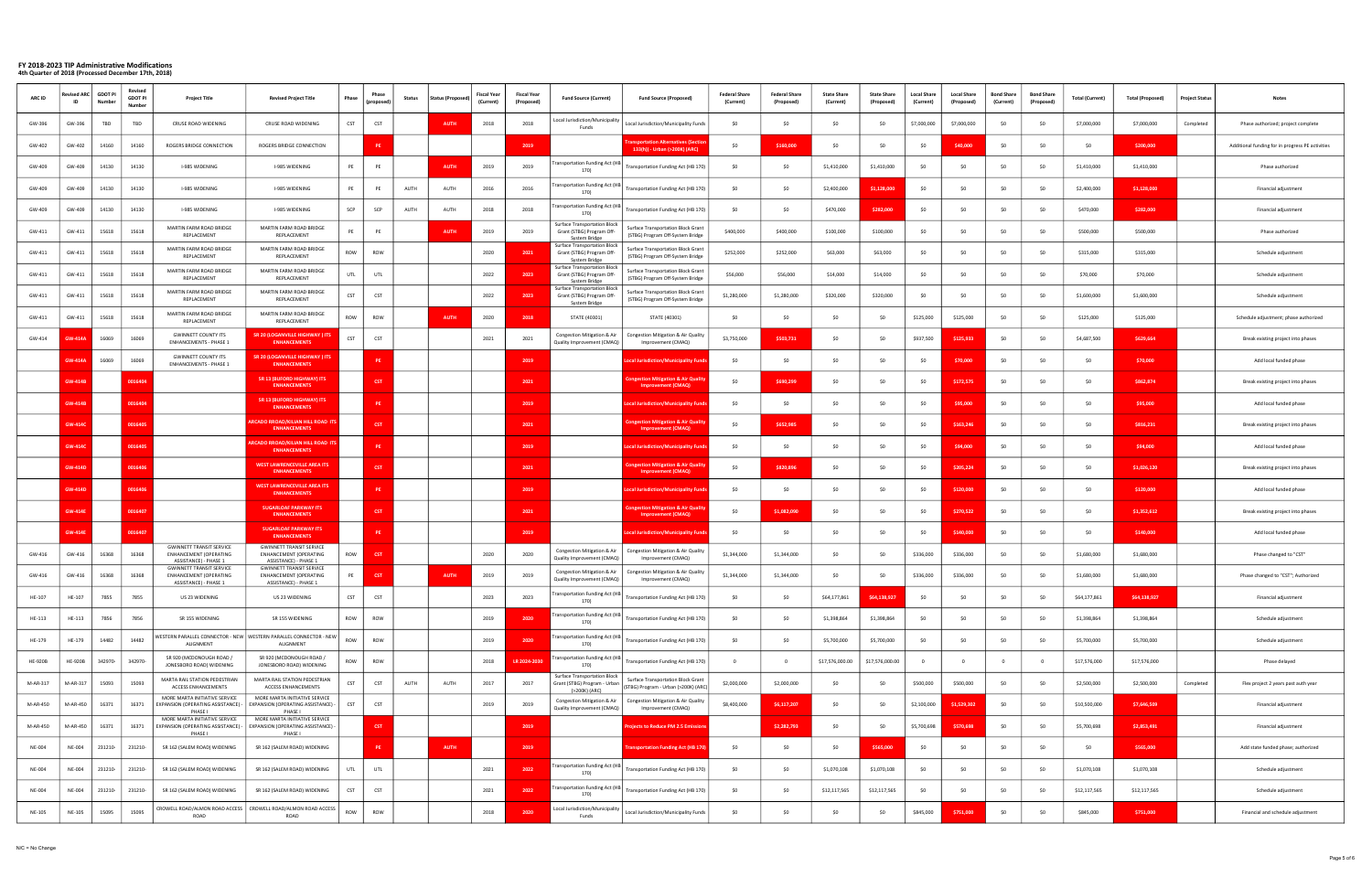# FY 2018-2023 TIP Administrative Modifications

**4th Quarter of 2018 (Processed December 17th, 2018)**

| ARC ID | Revised ARC ID | GDOT PI Number | Revised GDOT PI Number | Project Title | Revised Project Title | Phase | Phase (proposed) | Status | Status (Proposed) | Fiscal Year (Current) | Fiscal Year (Proposed) | Fund Source (Current) | Fund Source (Proposed) | Federal Share (Current) | Federal Share (Proposed) | State Share (Current) | State Share (Proposed) | Local Share (Current) | Local Share (Proposed) | Bond Share (Current) | Bond Share (Proposed) | Total (Current) | Total (Proposed) | Project Status | Notes |
|---|---|---|---|---|---|---|---|---|---|---|---|---|---|---|---|---|---|---|---|---|---|---|---|---|---|
| GW-396 | GW-396 | TBD | TBD | CRUSE ROAD WIDENING | CRUSE ROAD WIDENING | CST | CST | | AUTH | 2018 | 2018 | Local Jurisdiction/Municipality Funds | Local Jurisdiction/Municipality Funds | $0 | $0 | $0 | $0 | $7,000,000 | $7,000,000 | $0 | $0 | $7,000,000 | $7,000,000 | Completed | Phase authorized; project complete |
| GW-402 | GW-402 | 14160 | 14160 | ROGERS BRIDGE CONNECTION | ROGERS BRIDGE CONNECTION | | PE | | | | 2019 | | Transportation Alternatives (Section 133(h)) - Urban (>200K) (ARC) | $0 | $160,000 | $0 | $0 | $0 | $40,000 | $0 | $0 | $0 | $200,000 | | Additional funding for in progress PE activities |
| GW-409 | GW-409 | 14130 | 14130 | I-985 WIDENING | I-985 WIDENING | PE | PE | | AUTH | 2019 | 2019 | Transportation Funding Act (HB 170) | Transportation Funding Act (HB 170) | $0 | $0 | $1,410,000 | $1,410,000 | $0 | $0 | $0 | $0 | $1,410,000 | $1,410,000 | | Phase authorized |
| GW-409 | GW-409 | 14130 | 14130 | I-985 WIDENING | I-985 WIDENING | PE | PE | AUTH | AUTH | 2016 | 2016 | Transportation Funding Act (HB 170) | Transportation Funding Act (HB 170) | $0 | $0 | $2,400,000 | $1,128,000 | $0 | $0 | $0 | $0 | $2,400,000 | $1,128,000 | | Financial adjustment |
| GW-409 | GW-409 | 14130 | 14130 | I-985 WIDENING | I-985 WIDENING | SCP | SCP | AUTH | AUTH | 2018 | 2018 | Transportation Funding Act (HB 170) | Transportation Funding Act (HB 170) | $0 | $0 | $470,000 | $282,000 | $0 | $0 | $0 | $0 | $470,000 | $282,000 | | Financial adjustment |
| GW-411 | GW-411 | 15618 | 15618 | MARTIN FARM ROAD BRIDGE REPLACEMENT | MARTIN FARM ROAD BRIDGE REPLACEMENT | PE | PE | | AUTH | 2019 | 2019 | Surface Transportation Block Grant (STBG) Program Off-System Bridge | Surface Transportation Block Grant (STBG) Program Off-System Bridge | $400,000 | $400,000 | $100,000 | $100,000 | $0 | $0 | $0 | $0 | $500,000 | $500,000 | | Phase authorized |
| GW-411 | GW-411 | 15618 | 15618 | MARTIN FARM ROAD BRIDGE REPLACEMENT | MARTIN FARM ROAD BRIDGE REPLACEMENT | ROW | ROW | | | 2020 | 2021 | Surface Transportation Block Grant (STBG) Program Off-System Bridge | Surface Transportation Block Grant (STBG) Program Off-System Bridge | $252,000 | $252,000 | $63,000 | $63,000 | $0 | $0 | $0 | $0 | $315,000 | $315,000 | | Schedule adjustment |
| GW-411 | GW-411 | 15618 | 15618 | MARTIN FARM ROAD BRIDGE REPLACEMENT | MARTIN FARM ROAD BRIDGE REPLACEMENT | UTL | UTL | | | 2022 | 2023 | Surface Transportation Block Grant (STBG) Program Off-System Bridge | Surface Transportation Block Grant (STBG) Program Off-System Bridge | $56,000 | $56,000 | $14,000 | $14,000 | $0 | $0 | $0 | $0 | $70,000 | $70,000 | | Schedule adjustment |
| GW-411 | GW-411 | 15618 | 15618 | MARTIN FARM ROAD BRIDGE REPLACEMENT | MARTIN FARM ROAD BRIDGE REPLACEMENT | CST | CST | | | 2022 | 2023 | Surface Transportation Block Grant (STBG) Program Off-System Bridge | Surface Transportation Block Grant (STBG) Program Off-System Bridge | $1,280,000 | $1,280,000 | $320,000 | $320,000 | $0 | $0 | $0 | $0 | $1,600,000 | $1,600,000 | | Schedule adjustment |
| GW-411 | GW-411 | 15618 | 15618 | MARTIN FARM ROAD BRIDGE REPLACEMENT | MARTIN FARM ROAD BRIDGE REPLACEMENT | ROW | ROW | | AUTH | 2020 | 2018 | STATE (40301) | STATE (40301) | $0 | $0 | $0 | $0 | $125,000 | $125,000 | $0 | $0 | $125,000 | $125,000 | | Schedule adjustment; phase authorized |
| GW-414 | GW-414A | 16069 | 16069 | GWINNETT COUNTY ITS ENHANCEMENTS - PHASE 1 | SR 20 (LOGANVILLE HIGHWAY ) ITS ENHANCEMENTS | CST | CST | | | 2021 | 2021 | Congestion Mitigation & Air Quality Improvement (CMAQ) | Congestion Mitigation & Air Quality Improvement (CMAQ) | $3,750,000 | $503,731 | $0 | $0 | $937,500 | $125,933 | $0 | $0 | $4,687,500 | $629,664 | | Break existing project into phases |
| | GW-414A | 16069 | 16069 | GWINNETT COUNTY ITS ENHANCEMENTS - PHASE 1 | SR 20 (LOGANVILLE HIGHWAY ) ITS ENHANCEMENTS | | PE | | | | 2019 | | Local Jurisdiction/Municipality Funds | $0 | $0 | $0 | $0 | $0 | $70,000 | $0 | $0 | $0 | $70,000 | | Add local funded phase |
| | GW-414B | | 0016404 | | SR 13 (BUFORD HIGHWAY) ITS ENHANCEMENTS | | CST | | | | 2021 | | Congestion Mitigation & Air Quality Improvement (CMAQ) | $0 | $690,299 | $0 | $0 | $0 | $172,575 | $0 | $0 | $0 | $862,874 | | Break existing project into phases |
| | GW-414B | | 0016404 | | SR 13 (BUFORD HIGHWAY) ITS ENHANCEMENTS | | PE | | | | 2019 | | Local Jurisdiction/Municipality Funds | $0 | $0 | $0 | $0 | $0 | $95,000 | $0 | $0 | $0 | $95,000 | | Add local funded phase |
| | GW-414C | | 0016405 | | ARCADO RROAD/KILIAN HILL ROAD ITS ENHANCEMENTS | | CST | | | | 2021 | | Congestion Mitigation & Air Quality Improvement (CMAQ) | $0 | $652,985 | $0 | $0 | $0 | $163,246 | $0 | $0 | $0 | $816,231 | | Break existing project into phases |
| | GW-414C | | 0016405 | | ARCADO RROAD/KILIAN HILL ROAD ITS ENHANCEMENTS | | PE | | | | 2019 | | Local Jurisdiction/Municipality Funds | $0 | $0 | $0 | $0 | $0 | $94,000 | $0 | $0 | $0 | $94,000 | | Add local funded phase |
| | GW-414D | | 0016406 | | WEST LAWRENCEVILLE AREA ITS ENHANCEMENTS | | CST | | | | 2021 | | Congestion Mitigation & Air Quality Improvement (CMAQ) | $0 | $820,896 | $0 | $0 | $0 | $205,224 | $0 | $0 | $0 | $1,026,120 | | Break existing project into phases |
| | GW-414D | | 0016406 | | WEST LAWRENCEVILLE AREA ITS ENHANCEMENTS | | PE | | | | 2019 | | Local Jurisdiction/Municipality Funds | $0 | $0 | $0 | $0 | $0 | $120,000 | $0 | $0 | $0 | $120,000 | | Add local funded phase |
| | GW-414E | | 0016407 | | SUGARLOAF PARKWAY ITS ENHANCEMENTS | | CST | | | | 2021 | | Congestion Mitigation & Air Quality Improvement (CMAQ) | $0 | $1,082,090 | $0 | $0 | $0 | $270,522 | $0 | $0 | $0 | $1,352,612 | | Break existing project into phases |
| | GW-414E | | 0016407 | | SUGARLOAF PARKWAY ITS ENHANCEMENTS | | PE | | | | 2019 | | Local Jurisdiction/Municipality Funds | $0 | $0 | $0 | $0 | $0 | $140,000 | $0 | $0 | $0 | $140,000 | | Add local funded phase |
| GW-416 | GW-416 | 16368 | 16368 | GWINNETT TRANSIT SERVICE ENHANCEMENT (OPERATING ASSISTANCE) - PHASE 1 | GWINNETT TRANSIT SERVICE ENHANCEMENT (OPERATING ASSISTANCE) - PHASE 1 | ROW | CST | | | 2020 | 2020 | Congestion Mitigation & Air Quality Improvement (CMAQ) | Congestion Mitigation & Air Quality Improvement (CMAQ) | $1,344,000 | $1,344,000 | $0 | $0 | $336,000 | $336,000 | $0 | $0 | $1,680,000 | $1,680,000 | | Phase changed to "CST" |
| GW-416 | GW-416 | 16368 | 16368 | GWINNETT TRANSIT SERVICE ENHANCEMENT (OPERATING ASSISTANCE) - PHASE 1 | GWINNETT TRANSIT SERVICE ENHANCEMENT (OPERATING ASSISTANCE) - PHASE 1 | PE | CST | | AUTH | 2019 | 2019 | Congestion Mitigation & Air Quality Improvement (CMAQ) | Congestion Mitigation & Air Quality Improvement (CMAQ) | $1,344,000 | $1,344,000 | $0 | $0 | $336,000 | $336,000 | $0 | $0 | $1,680,000 | $1,680,000 | | Phase changed to "CST"; Authorized |
| HE-107 | HE-107 | 7855 | 7855 | US 23 WIDENING | US 23 WIDENING | CST | CST | | | 2023 | 2023 | Transportation Funding Act (HB 170) | Transportation Funding Act (HB 170) | $0 | $0 | $64,177,861 | $64,138,927 | $0 | $0 | $0 | $0 | $64,177,861 | $64,138,927 | | Financial adjustment |
| HE-113 | HE-113 | 7856 | 7856 | SR 155 WIDENING | SR 155 WIDENING | ROW | ROW | | | 2019 | 2020 | Transportation Funding Act (HB 170) | Transportation Funding Act (HB 170) | $0 | $0 | $1,398,864 | $1,398,864 | $0 | $0 | $0 | $0 | $1,398,864 | $1,398,864 | | Schedule adjustment |
| HE-179 | HE-179 | 14482 | 14482 | WESTERN PARALLEL CONNECTOR - NEW ALIGNMENT | WESTERN PARALLEL CONNECTOR - NEW ALIGNMENT | ROW | ROW | | | 2019 | 2020 | Transportation Funding Act (HB 170) | Transportation Funding Act (HB 170) | $0 | $0 | $5,700,000 | $5,700,000 | $0 | $0 | $0 | $0 | $5,700,000 | $5,700,000 | | Schedule adjustment |
| HE-920B | HE-920B | 342970- | 342970- | SR 920 (MCDONOUGH ROAD / JONESBORO ROAD) WIDENING | SR 920 (MCDONOUGH ROAD / JONESBORO ROAD) WIDENING | ROW | ROW | | | 2018 | LR 2024-2030 | Transportation Funding Act (HB 170) | Transportation Funding Act (HB 170) | 0 | 0 | $17,576,000.00 | $17,576,000.00 | 0 | 0 | 0 | 0 | $17,576,000 | $17,576,000 | | Phase delayed |
| M-AR-317 | M-AR-317 | 15093 | 15093 | MARTA RAIL STATION PEDESTRIAN ACCESS ENHANCEMENTS | MARTA RAIL STATION PEDESTRIAN ACCESS ENHANCEMENTS | CST | CST | AUTH | AUTH | 2017 | 2017 | Surface Transportation Block Grant (STBG) Program - Urban (>200K) (ARC) | Surface Transportation Block Grant (STBG) Program - Urban (>200K) (ARC) | $2,000,000 | $2,000,000 | $0 | $0 | $500,000 | $500,000 | $0 | $0 | $2,500,000 | $2,500,000 | Completed | Flex project 2 years past auth year |
| M-AR-450 | M-AR-450 | 16371 | 16371 | MORE MARTA INITIATIVE SERVICE EXPANSION (OPERATING ASSISTANCE) - PHASE I | MORE MARTA INITIATIVE SERVICE EXPANSION (OPERATING ASSISTANCE) - PHASE I | CST | CST | | | 2019 | 2019 | Congestion Mitigation & Air Quality Improvement (CMAQ) | Congestion Mitigation & Air Quality Improvement (CMAQ) | $8,400,000 | $6,117,207 | $0 | $0 | $2,100,000 | $1,529,302 | $0 | $0 | $10,500,000 | $7,646,509 | | Financial adjustment |
| M-AR-450 | M-AR-450 | 16371 | 16371 | MORE MARTA INITIATIVE SERVICE EXPANSION (OPERATING ASSISTANCE) - PHASE I | MORE MARTA INITIATIVE SERVICE EXPANSION (OPERATING ASSISTANCE) - PHASE I | | CST | | | | 2019 | | Projects to Reduce PM 2.5 Emissions | | $2,282,793 | $0 | $0 | $5,700,698 | $570,698 | $0 | $0 | $5,700,698 | $2,853,491 | | Financial adjustment |
| NE-004 | NE-004 | 231210- | 231210- | SR 162 (SALEM ROAD) WIDENING | SR 162 (SALEM ROAD) WIDENING | | PE | | AUTH | | 2019 | | Transportation Funding Act (HB 170) | $0 | $0 | $0 | $565,000 | $0 | $0 | $0 | $0 | $0 | $565,000 | | Add state funded phase; authorized |
| NE-004 | NE-004 | 231210- | 231210- | SR 162 (SALEM ROAD) WIDENING | SR 162 (SALEM ROAD) WIDENING | UTL | UTL | | | 2021 | 2022 | Transportation Funding Act (HB 170) | Transportation Funding Act (HB 170) | $0 | $0 | $1,070,108 | $1,070,108 | $0 | $0 | $0 | $0 | $1,070,108 | $1,070,108 | | Schedule adjustment |
| NE-004 | NE-004 | 231210- | 231210- | SR 162 (SALEM ROAD) WIDENING | SR 162 (SALEM ROAD) WIDENING | CST | CST | | | 2021 | 2022 | Transportation Funding Act (HB 170) | Transportation Funding Act (HB 170) | $0 | $0 | $12,117,565 | $12,117,565 | $0 | $0 | $0 | $0 | $12,117,565 | $12,117,565 | | Schedule adjustment |
| NE-105 | NE-105 | 15095 | 15095 | CROWELL ROAD/ALMON ROAD ACCESS ROAD | CROWELL ROAD/ALMON ROAD ACCESS ROAD | ROW | ROW | | | 2018 | 2020 | Local Jurisdiction/Municipality Funds | Local Jurisdiction/Municipality Funds | $0 | $0 | $0 | $0 | $845,000 | $751,000 | $0 | $0 | $845,000 | $751,000 | | Financial and schedule adjustment |

N/C = No Change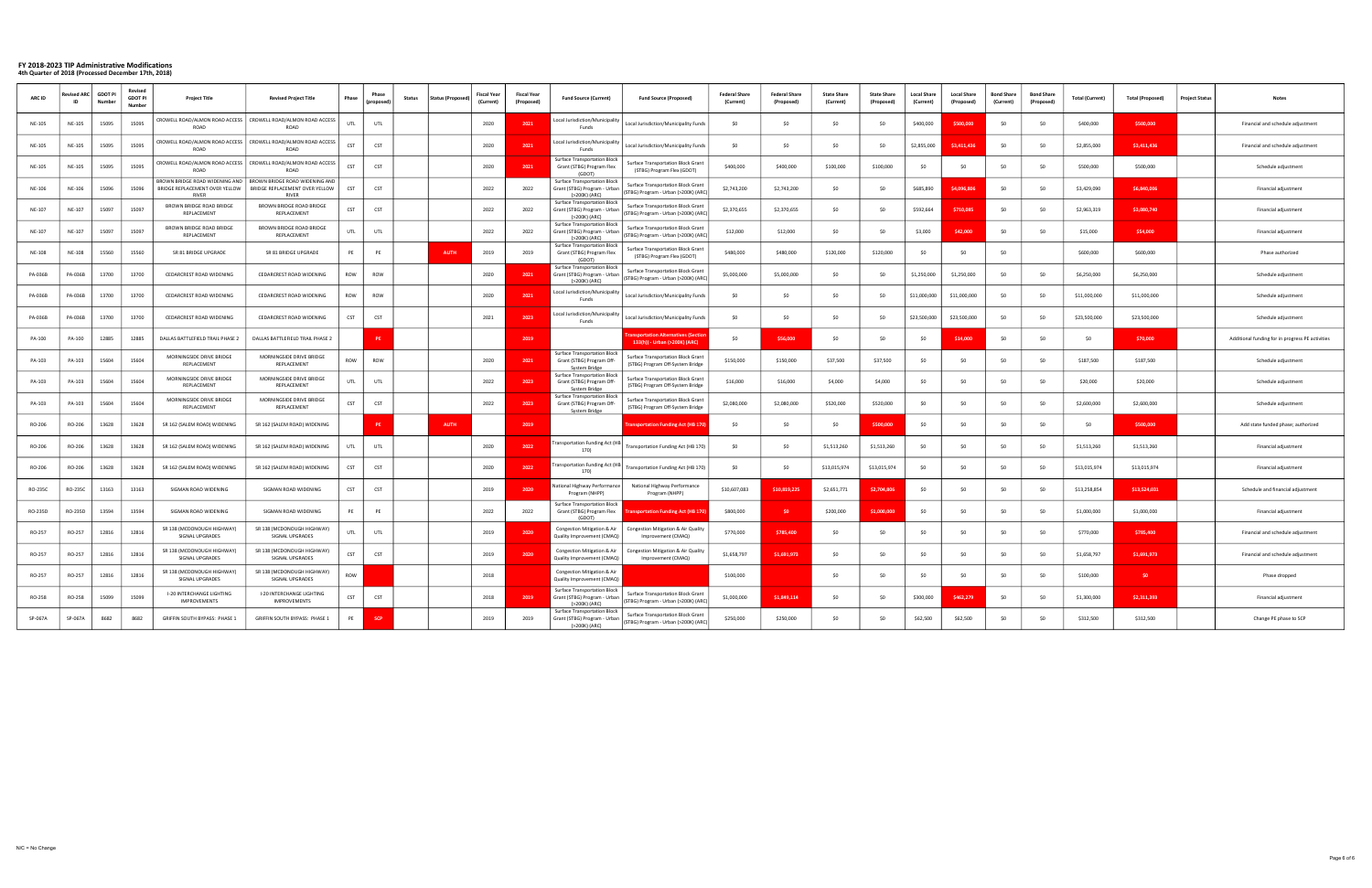**FY 2018-2023 TIP Administrative Modifications**
**4th Quarter of 2018 (Processed December 17th, 2018)**

| ARC ID | Revised ARC ID | GDOT PI Number | Revised GDOT PI Number | Project Title | Revised Project Title | Phase | Phase (proposed) | Status | Status (Proposed) | Fiscal Year (Current) | Fiscal Year (Proposed) | Fund Source (Current) | Fund Source (Proposed) | Federal Share (Current) | Federal Share (Proposed) | State Share (Current) | State Share (Proposed) | Local Share (Current) | Local Share (Proposed) | Bond Share (Current) | Bond Share (Proposed) | Total (Current) | Total (Proposed) | Project Status | Notes |
|---|---|---|---|---|---|---|---|---|---|---|---|---|---|---|---|---|---|---|---|---|---|---|---|---|---|
| NE-105 | NE-105 | 15095 | 15095 | CROWELL ROAD/ALMON ROAD ACCESS ROAD | CROWELL ROAD/ALMON ROAD ACCESS ROAD | UTL | UTL | | | 2020 | 2021 | Local Jurisdiction/Municipality Funds | Local Jurisdiction/Municipality Funds | $0 | $0 | $0 | $0 | $400,000 | $500,000 | $0 | $0 | $400,000 | $500,000 | | Financial and schedule adjustment |
| NE-105 | NE-105 | 15095 | 15095 | CROWELL ROAD/ALMON ROAD ACCESS ROAD | CROWELL ROAD/ALMON ROAD ACCESS ROAD | CST | CST | | | 2020 | 2021 | Local Jurisdiction/Municipality Funds | Local Jurisdiction/Municipality Funds | $0 | $0 | $0 | $0 | $2,855,000 | $3,411,436 | $0 | $0 | $2,855,000 | $3,411,436 | | Financial and schedule adjustment |
| NE-105 | NE-105 | 15095 | 15095 | CROWELL ROAD/ALMON ROAD ACCESS ROAD | CROWELL ROAD/ALMON ROAD ACCESS ROAD | CST | CST | | | 2020 | 2021 | Surface Transportation Block Grant (STBG) Program Flex (GDOT) | Surface Transportation Block Grant (STBG) Program Flex (GDOT) | $400,000 | $400,000 | $100,000 | $100,000 | $0 | $0 | $0 | $0 | $500,000 | $500,000 | | Schedule adjustment |
| NE-106 | NE-106 | 15096 | 15096 | BROWN BRIDGE ROAD WIDENING AND BRIDGE REPLACEMENT OVER YELLOW RIVER | BROWN BRIDGE ROAD WIDENING AND BRIDGE REPLACEMENT OVER YELLOW RIVER | CST | CST | | | 2022 | 2022 | Surface Transportation Block Grant (STBG) Program - Urban (>200K) (ARC) | Surface Transportation Block Grant (STBG) Program - Urban (>200K) (ARC) | $2,743,200 | $2,743,200 | $0 | $0 | $685,890 | $4,096,806 | $0 | $0 | $3,429,090 | $6,840,006 | | Financial adjustment |
| NE-107 | NE-107 | 15097 | 15097 | BROWN BRIDGE ROAD BRIDGE REPLACEMENT | BROWN BRIDGE ROAD BRIDGE REPLACEMENT | CST | CST | | | 2022 | 2022 | Surface Transportation Block Grant (STBG) Program - Urban (>200K) (ARC) | Surface Transportation Block Grant (STBG) Program - Urban (>200K) (ARC) | $2,370,655 | $2,370,655 | $0 | $0 | $592,664 | $710,085 | $0 | $0 | $2,963,319 | $3,080,740 | | Financial adjustment |
| NE-107 | NE-107 | 15097 | 15097 | BROWN BRIDGE ROAD BRIDGE REPLACEMENT | BROWN BRIDGE ROAD BRIDGE REPLACEMENT | UTL | UTL | | | 2022 | 2022 | Surface Transportation Block Grant (STBG) Program - Urban (>200K) (ARC) | Surface Transportation Block Grant (STBG) Program - Urban (>200K) (ARC) | $12,000 | $12,000 | $0 | $0 | $3,000 | $42,000 | $0 | $0 | $15,000 | $54,000 | | Financial adjustment |
| NE-108 | NE-108 | 15560 | 15560 | SR 81 BRIDGE UPGRADE | SR 81 BRIDGE UPGRADE | PE | PE | | AUTH | 2019 | 2019 | Surface Transportation Block Grant (STBG) Program Flex (GDOT) | Surface Transportation Block Grant (STBG) Program Flex (GDOT) | $480,000 | $480,000 | $120,000 | $120,000 | $0 | $0 | $0 | $0 | | $600,000 | $600,000 | Phase authorized |
| PA-036B | PA-036B | 13700 | 13700 | CEDARCREST ROAD WIDENING | CEDARCREST ROAD WIDENING | ROW | ROW | | | 2020 | 2021 | Surface Transportation Block Grant (STBG) Program - Urban (>200K) (ARC) | Surface Transportation Block Grant (STBG) Program - Urban (>200K) (ARC) | $5,000,000 | $5,000,000 | $0 | $0 | $1,250,000 | $1,250,000 | $0 | $0 | $6,250,000 | $6,250,000 | | Schedule adjustment |
| PA-036B | PA-036B | 13700 | 13700 | CEDARCREST ROAD WIDENING | CEDARCREST ROAD WIDENING | ROW | ROW | | | 2020 | 2021 | Local Jurisdiction/Municipality Funds | Local Jurisdiction/Municipality Funds | $0 | $0 | $0 | $0 | $11,000,000 | $11,000,000 | $0 | $0 | $11,000,000 | $11,000,000 | | Schedule adjustment |
| PA-036B | PA-036B | 13700 | 13700 | CEDARCREST ROAD WIDENING | CEDARCREST ROAD WIDENING | CST | CST | | | 2021 | 2023 | Local Jurisdiction/Municipality Funds | Local Jurisdiction/Municipality Funds | $0 | $0 | $0 | $0 | $23,500,000 | $23,500,000 | $0 | $0 | $23,500,000 | $23,500,000 | | Schedule adjustment |
| PA-100 | PA-100 | 12885 | 12885 | DALLAS BATTLEFIELD TRAIL PHASE 2 | DALLAS BATTLEFIELD TRAIL PHASE 2 | | PE | | | | 2019 | | Transportation Alternatives (Section 133(h)) - Urban (>200K) (ARC) | $0 | $56,000 | $0 | $0 | $0 | $14,000 | $0 | $0 | $0 | $70,000 | | Additional funding for in progress PE activities |
| PA-103 | PA-103 | 15604 | 15604 | MORNINGSIDE DRIVE BRIDGE REPLACEMENT | MORNINGSIDE DRIVE BRIDGE REPLACEMENT | ROW | ROW | | | 2020 | 2021 | Surface Transportation Block Grant (STBG) Program Off-System Bridge | Surface Transportation Block Grant (STBG) Program Off-System Bridge | $150,000 | $150,000 | $37,500 | $37,500 | $0 | $0 | $0 | $0 | $187,500 | $187,500 | | Schedule adjustment |
| PA-103 | PA-103 | 15604 | 15604 | MORNINGSIDE DRIVE BRIDGE REPLACEMENT | MORNINGSIDE DRIVE BRIDGE REPLACEMENT | UTL | UTL | | | 2022 | 2023 | Surface Transportation Block Grant (STBG) Program Off-System Bridge | Surface Transportation Block Grant (STBG) Program Off-System Bridge | $16,000 | $16,000 | $4,000 | $4,000 | $0 | $0 | $0 | $0 | $20,000 | $20,000 | | Schedule adjustment |
| PA-103 | PA-103 | 15604 | 15604 | MORNINGSIDE DRIVE BRIDGE REPLACEMENT | MORNINGSIDE DRIVE BRIDGE REPLACEMENT | CST | CST | | | 2022 | 2023 | Surface Transportation Block Grant (STBG) Program Off-System Bridge | Surface Transportation Block Grant (STBG) Program Off-System Bridge | $2,080,000 | $2,080,000 | $520,000 | $520,000 | $0 | $0 | $0 | $0 | $2,600,000 | $2,600,000 | | Schedule adjustment |
| RO-206 | RO-206 | 13628 | 13628 | SR 162 (SALEM ROAD) WIDENING | SR 162 (SALEM ROAD) WIDENING | | PE | | AUTH | | 2019 | | Transportation Funding Act (HB 170) | $0 | $0 | $0 | $500,000 | $0 | $0 | $0 | $0 | $0 | $500,000 | | Add state funded phase; authorized |
| RO-206 | RO-206 | 13628 | 13628 | SR 162 (SALEM ROAD) WIDENING | SR 162 (SALEM ROAD) WIDENING | UTL | UTL | | | 2020 | 2022 | Transportation Funding Act (HB 170) | Transportation Funding Act (HB 170) | $0 | $0 | $1,513,260 | $1,513,260 | $0 | $0 | $0 | $0 | $1,513,260 | $1,513,260 | | Financial adjustment |
| RO-206 | RO-206 | 13628 | 13628 | SR 162 (SALEM ROAD) WIDENING | SR 162 (SALEM ROAD) WIDENING | CST | CST | | | 2020 | 2022 | Transportation Funding Act (HB 170) | Transportation Funding Act (HB 170) | $0 | $0 | $13,015,974 | $13,015,974 | $0 | $0 | $0 | $0 | $13,015,974 | $13,015,974 | | Financial adjustment |
| RO-235C | RO-235C | 13163 | 13163 | SIGMAN ROAD WIDENING | SIGMAN ROAD WIDENING | CST | CST | | | 2019 | 2020 | National Highway Performance Program (NHPP) | National Highway Performance Program (NHPP) | $10,607,083 | $10,819,223 | $2,651,771 | $2,704,808 | $0 | $0 | $0 | $0 | $13,258,854 | $13,524,031 | | Schedule and financial adjustment |
| RO-235D | RO-235D | 13594 | 13594 | SIGMAN ROAD WIDENING | SIGMAN ROAD WIDENING | PE | PE | | | 2022 | 2022 | Surface Transportation Block Grant (STBG) Program Flex (GDOT) | Transportation Funding Act (HB 170) | $800,000 | $0 | $200,000 | $1,000,000 | $0 | $0 | $0 | $0 | $1,000,000 | $1,000,000 | | Financial adjustment |
| RO-257 | RO-257 | 12816 | 12816 | SR 138 (MCDONOUGH HIGHWAY) SIGNAL UPGRADES | SR 138 (MCDONOUGH HIGHWAY) SIGNAL UPGRADES | UTL | UTL | | | 2019 | 2020 | Congestion Mitigation & Air Quality Improvement (CMAQ) | Congestion Mitigation & Air Quality Improvement (CMAQ) | $770,000 | $785,400 | $0 | $0 | $0 | $0 | $0 | $0 | $770,000 | $785,400 | | Financial and schedule adjustment |
| RO-257 | RO-257 | 12816 | 12816 | SR 138 (MCDONOUGH HIGHWAY) SIGNAL UPGRADES | SR 138 (MCDONOUGH HIGHWAY) SIGNAL UPGRADES | CST | CST | | | 2019 | 2020 | Congestion Mitigation & Air Quality Improvement (CMAQ) | Congestion Mitigation & Air Quality Improvement (CMAQ) | $1,658,797 | $1,691,973 | $0 | $0 | $0 | $0 | $0 | $0 | $1,658,797 | $1,691,973 | | Financial and schedule adjustment |
| RO-257 | RO-257 | 12816 | 12816 | SR 138 (MCDONOUGH HIGHWAY) SIGNAL UPGRADES | SR 138 (MCDONOUGH HIGHWAY) SIGNAL UPGRADES | ROW | | | | 2018 | | Congestion Mitigation & Air Quality Improvement (CMAQ) | | $100,000 | | $0 | $0 | $0 | $0 | $0 | $0 | $100,000 | $0 | | Phase dropped |
| RO-258 | RO-258 | 15099 | 15099 | I-20 INTERCHANGE LIGHTING IMPROVEMENTS | I-20 INTERCHANGE LIGHTING IMPROVEMENTS | CST | CST | | | 2018 | 2019 | Surface Transportation Block Grant (STBG) Program - Urban (>200K) (ARC) | Surface Transportation Block Grant (STBG) Program - Urban (>200K) (ARC) | $1,000,000 | $1,849,114 | $0 | $0 | $300,000 | $462,279 | $0 | $0 | $1,300,000 | $2,311,393 | | Financial adjustment |
| SP-067A | SP-067A | 8682 | 8682 | GRIFFIN SOUTH BYPASS: PHASE 1 | GRIFFIN SOUTH BYPASS: PHASE 1 | PE | SCP | | | 2019 | 2019 | Surface Transportation Block Grant (STBG) Program - Urban (>200K) (ARC) | Surface Transportation Block Grant (STBG) Program - Urban (>200K) (ARC) | $250,000 | $250,000 | $0 | $0 | $62,500 | $62,500 | $0 | $0 | $312,500 | $312,500 | | Change PE phase to SCP |

N/C = No Change